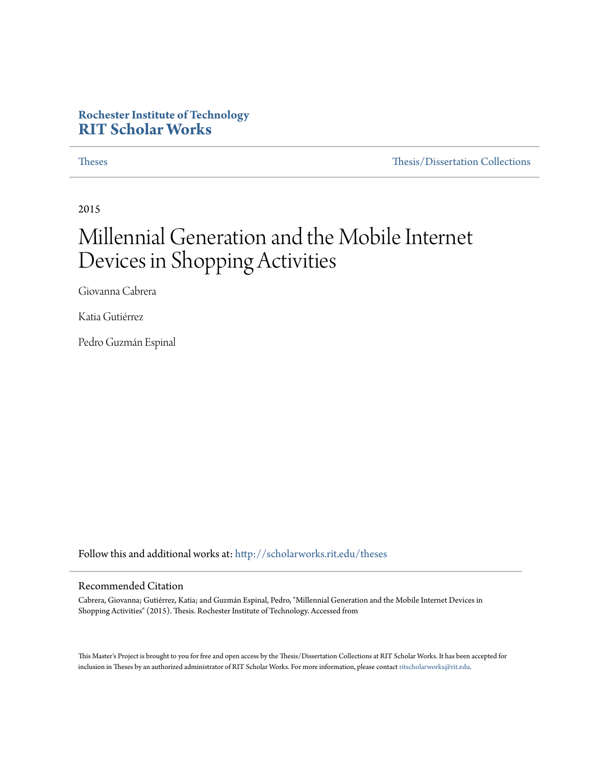**Rochester Institute of Technology**
**RIT Scholar Works**

Theses | Thesis/Dissertation Collections

2015

# Millennial Generation and the Mobile Internet Devices in Shopping Activities

Giovanna Cabrera

Katia Gutiérrez

Pedro Guzmán Espinal

Follow this and additional works at: http://scholarworks.rit.edu/theses

## Recommended Citation

Cabrera, Giovanna; Gutiérrez, Katia; and Guzmán Espinal, Pedro, "Millennial Generation and the Mobile Internet Devices in Shopping Activities" (2015). Thesis. Rochester Institute of Technology. Accessed from

This Master's Project is brought to you for free and open access by the Thesis/Dissertation Collections at RIT Scholar Works. It has been accepted for inclusion in Theses by an authorized administrator of RIT Scholar Works. For more information, please contact ritscholarworks@rit.edu.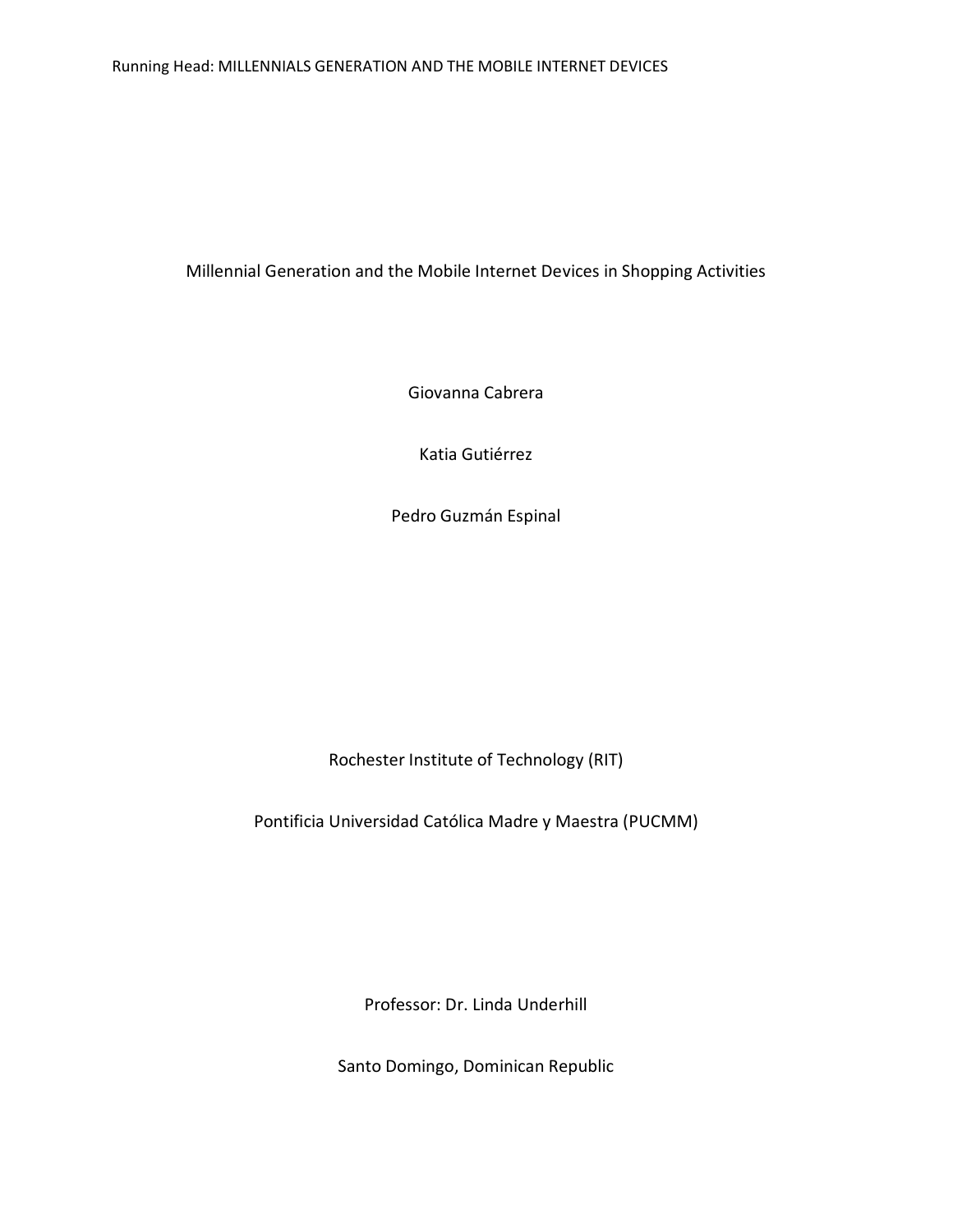# Millennial Generation and the Mobile Internet Devices in Shopping Activities

Giovanna Cabrera

Katia Gutiérrez

Pedro Guzmán Espinal

Rochester Institute of Technology (RIT)

Pontificia Universidad Católica Madre y Maestra (PUCMM)

Professor: Dr. Linda Underhill

Santo Domingo, Dominican Republic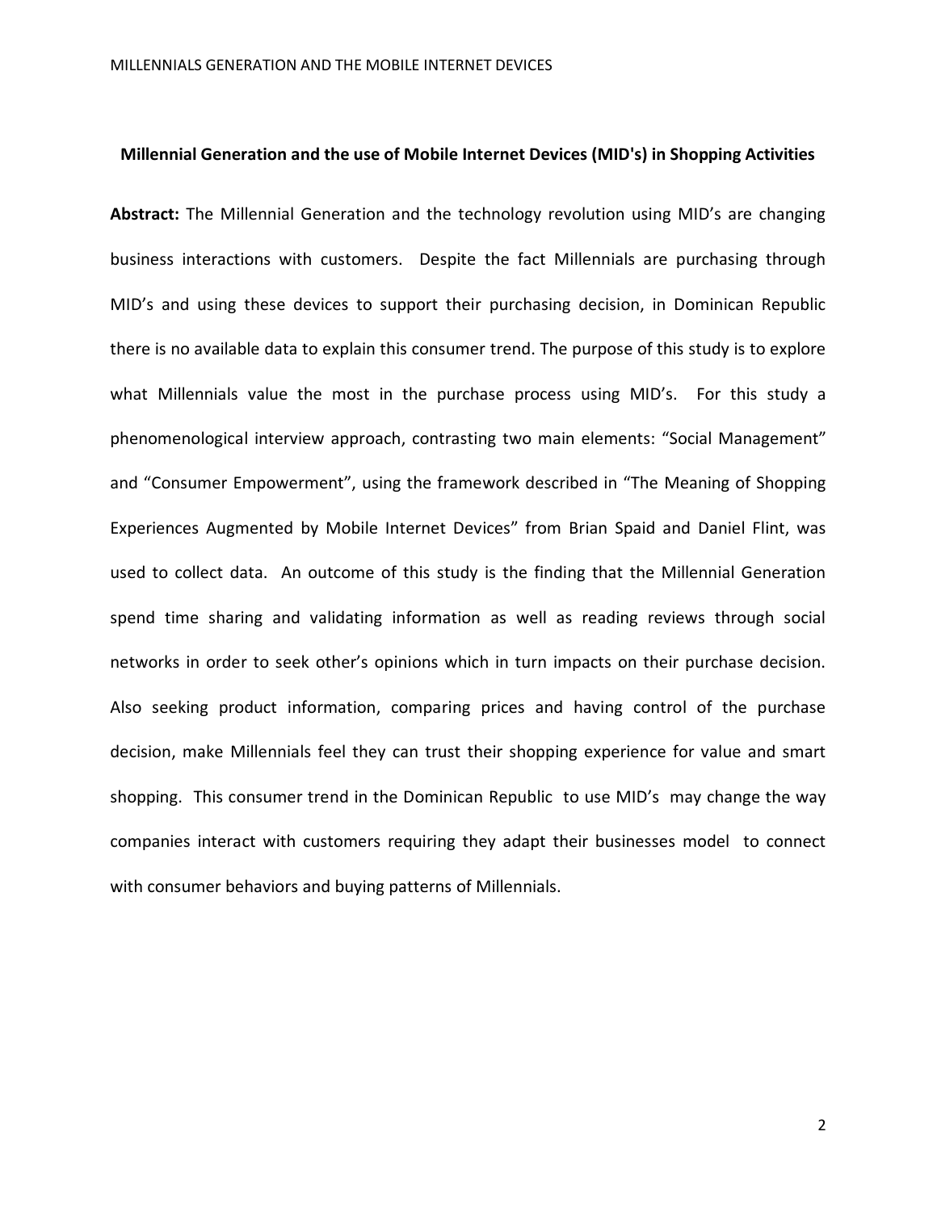**Millennial Generation and the use of Mobile Internet Devices (MID's) in Shopping Activities**

**Abstract:** The Millennial Generation and the technology revolution using MID's are changing business interactions with customers. Despite the fact Millennials are purchasing through MID's and using these devices to support their purchasing decision, in Dominican Republic there is no available data to explain this consumer trend. The purpose of this study is to explore what Millennials value the most in the purchase process using MID's. For this study a phenomenological interview approach, contrasting two main elements: "Social Management" and "Consumer Empowerment", using the framework described in "The Meaning of Shopping Experiences Augmented by Mobile Internet Devices" from Brian Spaid and Daniel Flint, was used to collect data. An outcome of this study is the finding that the Millennial Generation spend time sharing and validating information as well as reading reviews through social networks in order to seek other's opinions which in turn impacts on their purchase decision. Also seeking product information, comparing prices and having control of the purchase decision, make Millennials feel they can trust their shopping experience for value and smart shopping. This consumer trend in the Dominican Republic to use MID's may change the way companies interact with customers requiring they adapt their businesses model to connect with consumer behaviors and buying patterns of Millennials.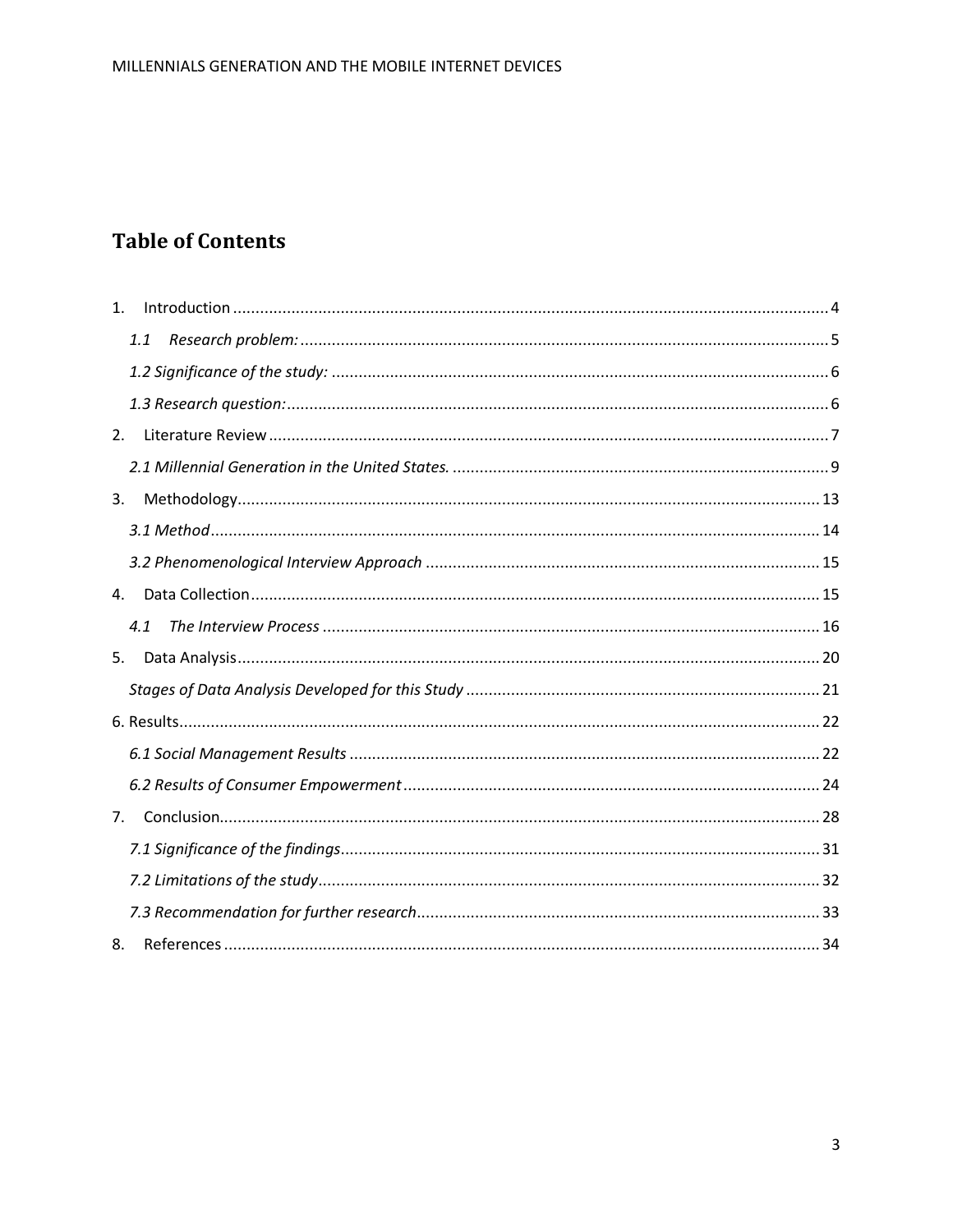# Table of Contents

1. Introduction ........................................................ 4
   - *1.1 Research problem:* ........................................................ 5
   - *1.2 Significance of the study:* ........................................................ 6
   - *1.3 Research question:* ........................................................ 6
2. Literature Review ........................................................ 7
   - *2.1 Millennial Generation in the United States.* ........................................................ 9
3. Methodology ........................................................ 13
   - *3.1 Method* ........................................................ 14
   - *3.2 Phenomenological Interview Approach* ........................................................ 15
4. Data Collection ........................................................ 15
   - *4.1 The Interview Process* ........................................................ 16
5. Data Analysis ........................................................ 20
   - *Stages of Data Analysis Developed for this Study* ........................................................ 21

6. Results ........................................................ 22
   - *6.1 Social Management Results* ........................................................ 22
   - *6.2 Results of Consumer Empowerment* ........................................................ 24

7. Conclusion ........................................................ 28
   - *7.1 Significance of the findings* ........................................................ 31
   - *7.2 Limitations of the study* ........................................................ 32
   - *7.3 Recommendation for further research* ........................................................ 33
8. References ........................................................ 34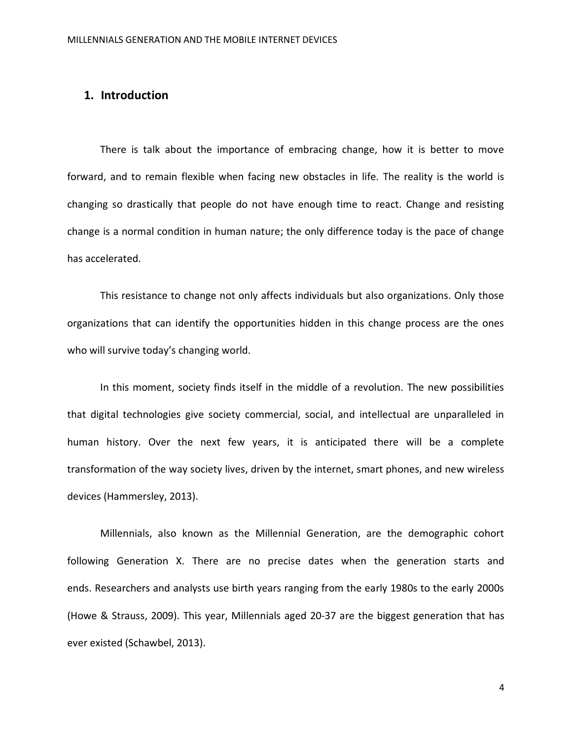## 1. Introduction

There is talk about the importance of embracing change, how it is better to move forward, and to remain flexible when facing new obstacles in life. The reality is the world is changing so drastically that people do not have enough time to react. Change and resisting change is a normal condition in human nature; the only difference today is the pace of change has accelerated.

This resistance to change not only affects individuals but also organizations. Only those organizations that can identify the opportunities hidden in this change process are the ones who will survive today's changing world.

In this moment, society finds itself in the middle of a revolution. The new possibilities that digital technologies give society commercial, social, and intellectual are unparalleled in human history. Over the next few years, it is anticipated there will be a complete transformation of the way society lives, driven by the internet, smart phones, and new wireless devices (Hammersley, 2013).

Millennials, also known as the Millennial Generation, are the demographic cohort following Generation X. There are no precise dates when the generation starts and ends. Researchers and analysts use birth years ranging from the early 1980s to the early 2000s (Howe & Strauss, 2009). This year, Millennials aged 20-37 are the biggest generation that has ever existed (Schawbel, 2013).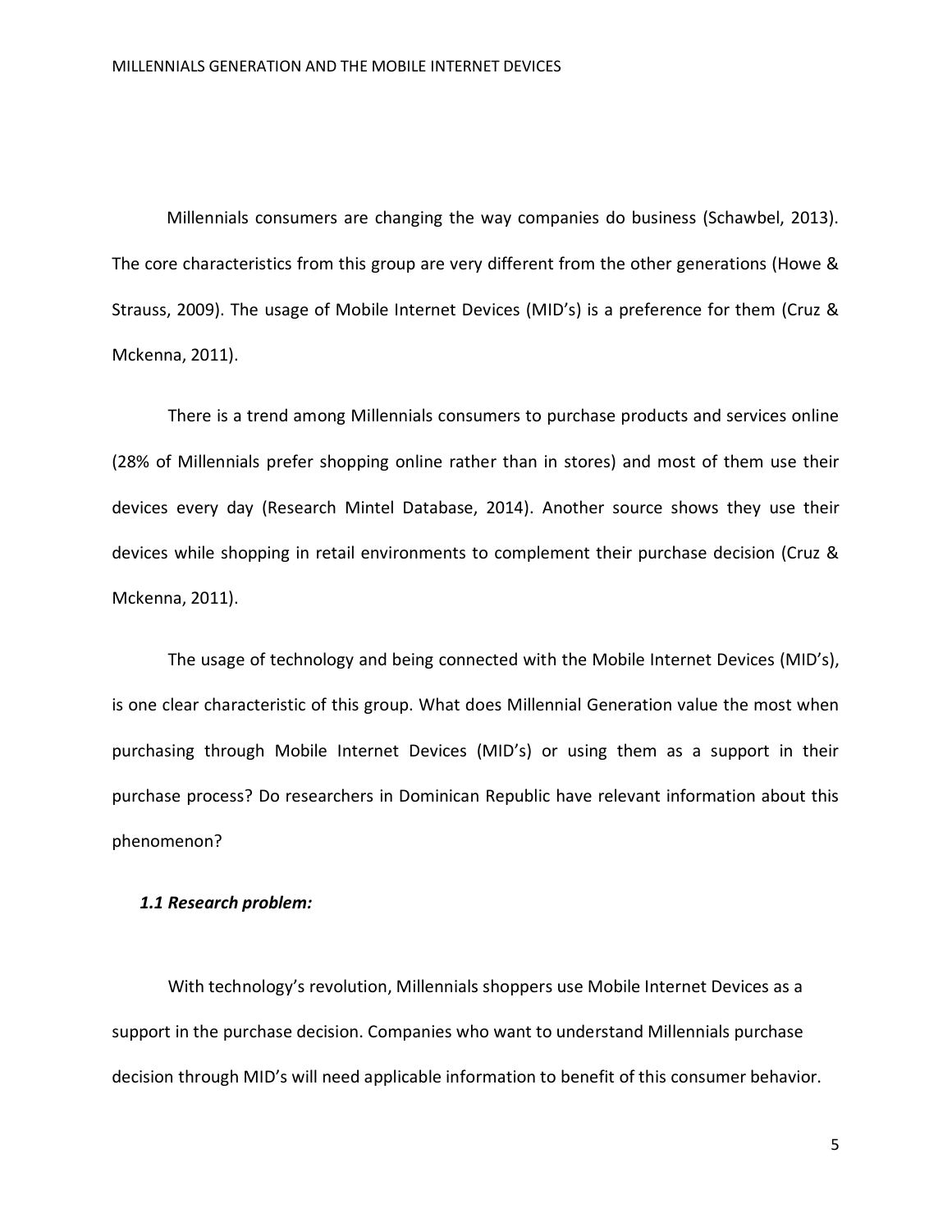Millennials consumers are changing the way companies do business (Schawbel, 2013). The core characteristics from this group are very different from the other generations (Howe & Strauss, 2009). The usage of Mobile Internet Devices (MID's) is a preference for them (Cruz & Mckenna, 2011).

There is a trend among Millennials consumers to purchase products and services online (28% of Millennials prefer shopping online rather than in stores) and most of them use their devices every day (Research Mintel Database, 2014). Another source shows they use their devices while shopping in retail environments to complement their purchase decision (Cruz & Mckenna, 2011).

The usage of technology and being connected with the Mobile Internet Devices (MID's), is one clear characteristic of this group. What does Millennial Generation value the most when purchasing through Mobile Internet Devices (MID's) or using them as a support in their purchase process? Do researchers in Dominican Republic have relevant information about this phenomenon?

### *1.1 Research problem:*

With technology's revolution, Millennials shoppers use Mobile Internet Devices as a support in the purchase decision. Companies who want to understand Millennials purchase decision through MID's will need applicable information to benefit of this consumer behavior.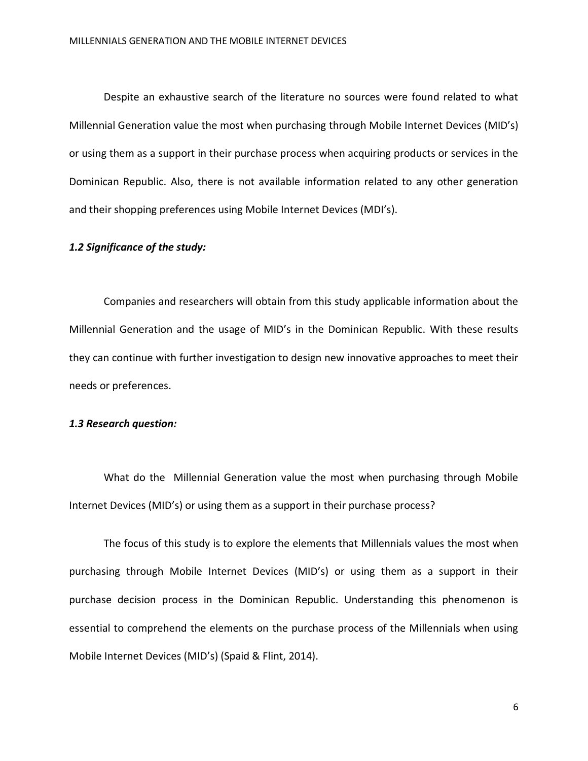Despite an exhaustive search of the literature no sources were found related to what Millennial Generation value the most when purchasing through Mobile Internet Devices (MID's) or using them as a support in their purchase process when acquiring products or services in the Dominican Republic. Also, there is not available information related to any other generation and their shopping preferences using Mobile Internet Devices (MDI's).

### *1.2 Significance of the study:*

Companies and researchers will obtain from this study applicable information about the Millennial Generation and the usage of MID's in the Dominican Republic. With these results they can continue with further investigation to design new innovative approaches to meet their needs or preferences.

### *1.3 Research question:*

What do the Millennial Generation value the most when purchasing through Mobile Internet Devices (MID's) or using them as a support in their purchase process?

The focus of this study is to explore the elements that Millennials values the most when purchasing through Mobile Internet Devices (MID's) or using them as a support in their purchase decision process in the Dominican Republic. Understanding this phenomenon is essential to comprehend the elements on the purchase process of the Millennials when using Mobile Internet Devices (MID's) (Spaid & Flint, 2014).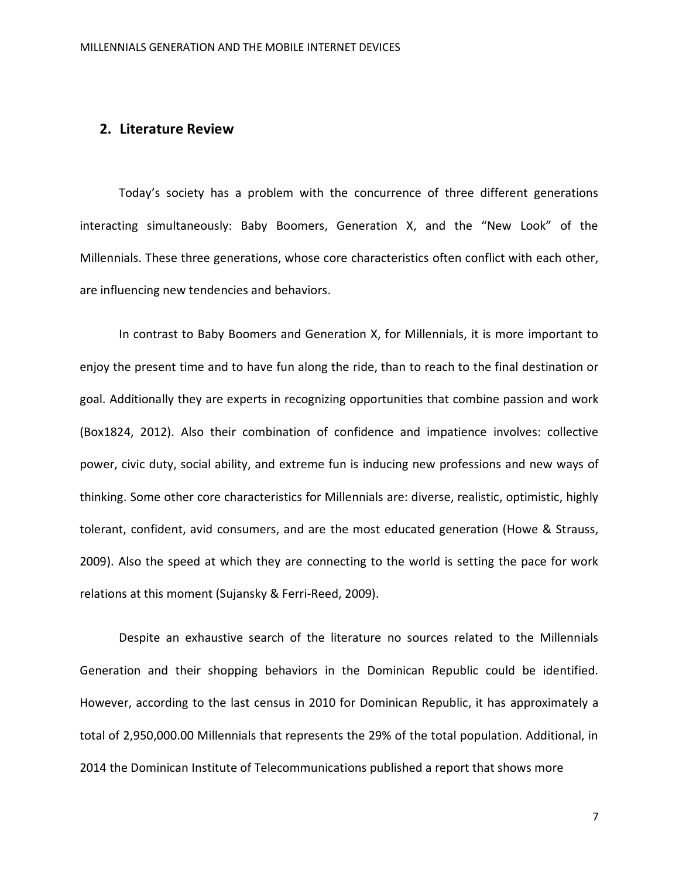## 2. Literature Review

Today's society has a problem with the concurrence of three different generations interacting simultaneously: Baby Boomers, Generation X, and the "New Look" of the Millennials. These three generations, whose core characteristics often conflict with each other, are influencing new tendencies and behaviors.

In contrast to Baby Boomers and Generation X, for Millennials, it is more important to enjoy the present time and to have fun along the ride, than to reach to the final destination or goal. Additionally they are experts in recognizing opportunities that combine passion and work (Box1824, 2012). Also their combination of confidence and impatience involves: collective power, civic duty, social ability, and extreme fun is inducing new professions and new ways of thinking. Some other core characteristics for Millennials are: diverse, realistic, optimistic, highly tolerant, confident, avid consumers, and are the most educated generation (Howe & Strauss, 2009). Also the speed at which they are connecting to the world is setting the pace for work relations at this moment (Sujansky & Ferri-Reed, 2009).

Despite an exhaustive search of the literature no sources related to the Millennials Generation and their shopping behaviors in the Dominican Republic could be identified. However, according to the last census in 2010 for Dominican Republic, it has approximately a total of 2,950,000.00 Millennials that represents the 29% of the total population. Additional, in 2014 the Dominican Institute of Telecommunications published a report that shows more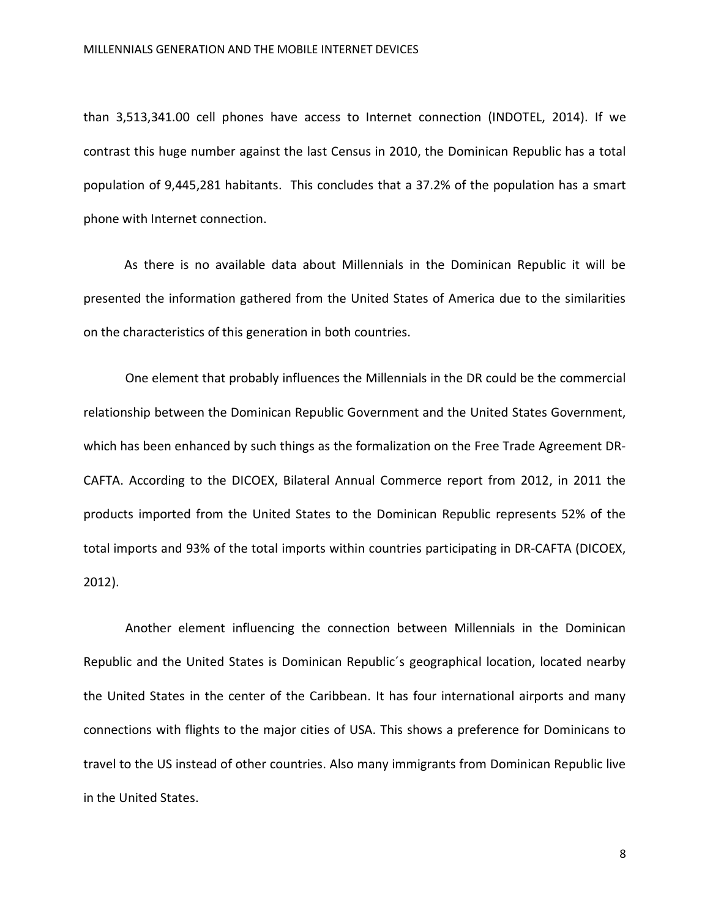than 3,513,341.00 cell phones have access to Internet connection (INDOTEL, 2014). If we contrast this huge number against the last Census in 2010, the Dominican Republic has a total population of 9,445,281 habitants. This concludes that a 37.2% of the population has a smart phone with Internet connection.

As there is no available data about Millennials in the Dominican Republic it will be presented the information gathered from the United States of America due to the similarities on the characteristics of this generation in both countries.

One element that probably influences the Millennials in the DR could be the commercial relationship between the Dominican Republic Government and the United States Government, which has been enhanced by such things as the formalization on the Free Trade Agreement DR-CAFTA. According to the DICOEX, Bilateral Annual Commerce report from 2012, in 2011 the products imported from the United States to the Dominican Republic represents 52% of the total imports and 93% of the total imports within countries participating in DR-CAFTA (DICOEX, 2012).

Another element influencing the connection between Millennials in the Dominican Republic and the United States is Dominican Republic´s geographical location, located nearby the United States in the center of the Caribbean. It has four international airports and many connections with flights to the major cities of USA. This shows a preference for Dominicans to travel to the US instead of other countries. Also many immigrants from Dominican Republic live in the United States.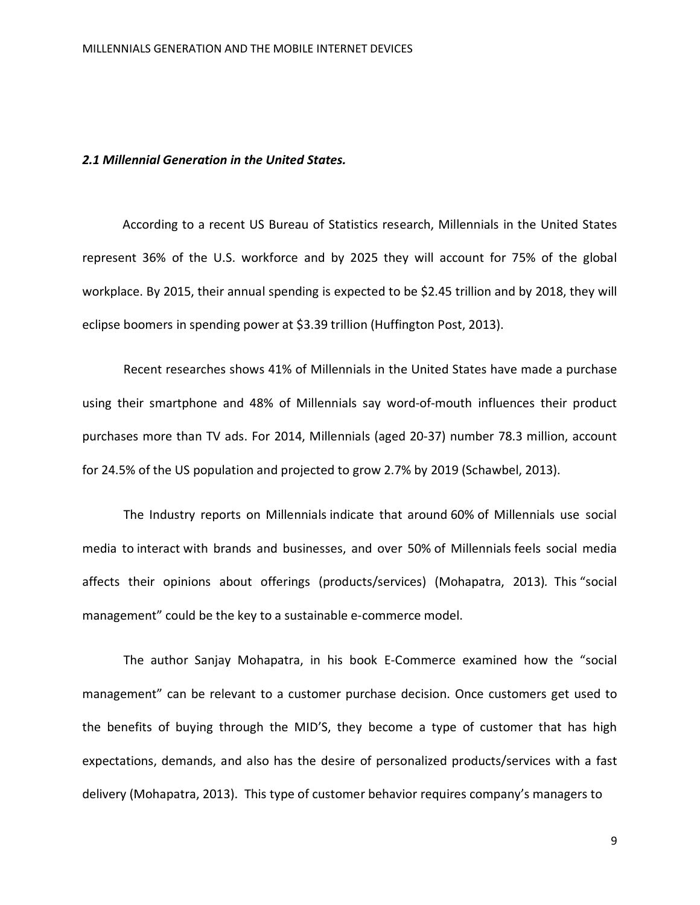***2.1 Millennial Generation in the United States.***

According to a recent US Bureau of Statistics research, Millennials in the United States represent 36% of the U.S. workforce and by 2025 they will account for 75% of the global workplace. By 2015, their annual spending is expected to be $2.45 trillion and by 2018, they will eclipse boomers in spending power at $3.39 trillion (Huffington Post, 2013).

Recent researches shows 41% of Millennials in the United States have made a purchase using their smartphone and 48% of Millennials say word-of-mouth influences their product purchases more than TV ads. For 2014, Millennials (aged 20-37) number 78.3 million, account for 24.5% of the US population and projected to grow 2.7% by 2019 (Schawbel, 2013).

The Industry reports on Millennials indicate that around 60% of Millennials use social media to interact with brands and businesses, and over 50% of Millennials feels social media affects their opinions about offerings (products/services) (Mohapatra, 2013). This "social management" could be the key to a sustainable e-commerce model.

The author Sanjay Mohapatra, in his book E-Commerce examined how the "social management" can be relevant to a customer purchase decision. Once customers get used to the benefits of buying through the MID'S, they become a type of customer that has high expectations, demands, and also has the desire of personalized products/services with a fast delivery (Mohapatra, 2013). This type of customer behavior requires company's managers to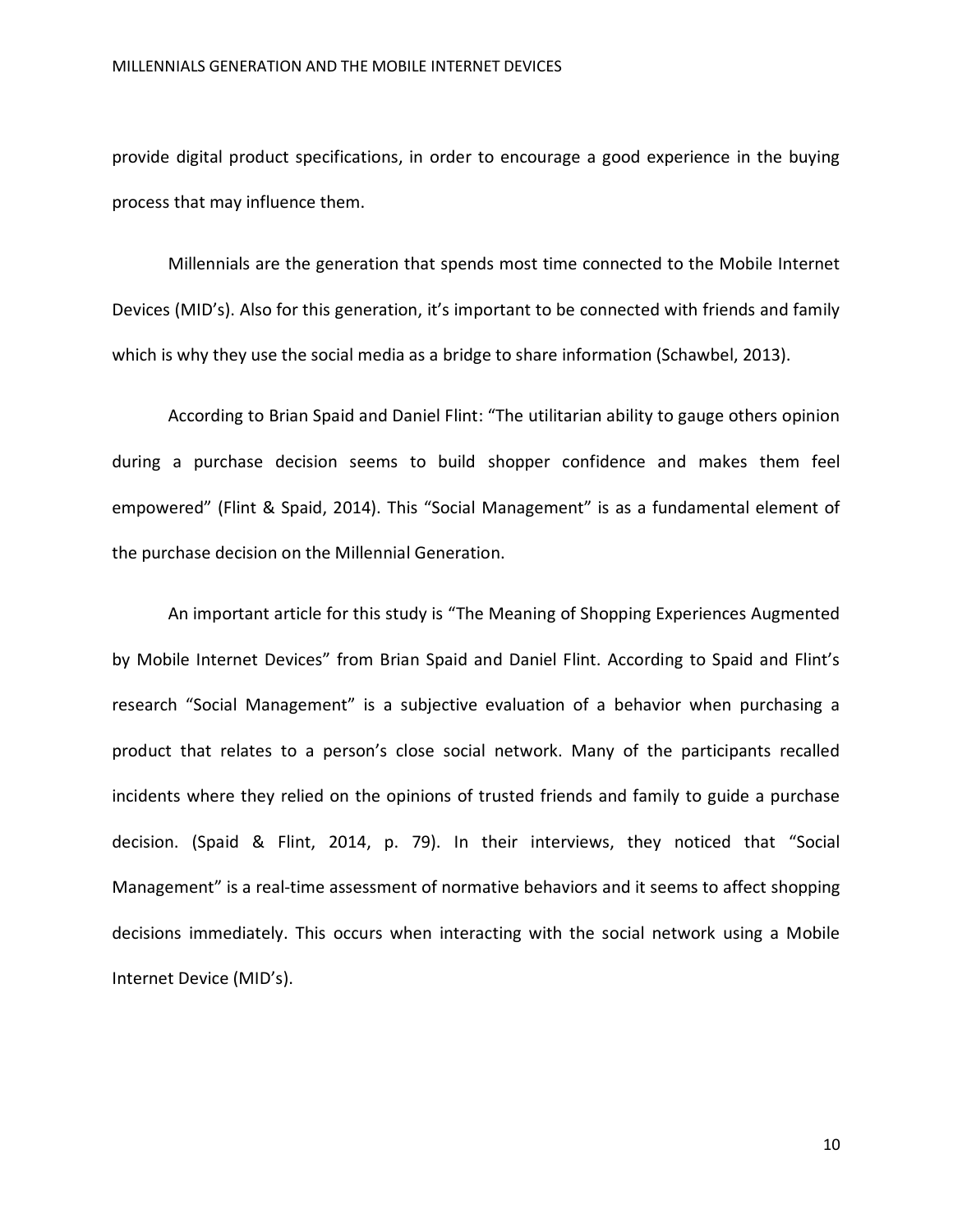provide digital product specifications, in order to encourage a good experience in the buying process that may influence them.

Millennials are the generation that spends most time connected to the Mobile Internet Devices (MID's). Also for this generation, it's important to be connected with friends and family which is why they use the social media as a bridge to share information (Schawbel, 2013).

According to Brian Spaid and Daniel Flint: "The utilitarian ability to gauge others opinion during a purchase decision seems to build shopper confidence and makes them feel empowered" (Flint & Spaid, 2014). This "Social Management" is as a fundamental element of the purchase decision on the Millennial Generation.

An important article for this study is "The Meaning of Shopping Experiences Augmented by Mobile Internet Devices" from Brian Spaid and Daniel Flint. According to Spaid and Flint's research "Social Management" is a subjective evaluation of a behavior when purchasing a product that relates to a person's close social network. Many of the participants recalled incidents where they relied on the opinions of trusted friends and family to guide a purchase decision. (Spaid & Flint, 2014, p. 79). In their interviews, they noticed that "Social Management" is a real-time assessment of normative behaviors and it seems to affect shopping decisions immediately. This occurs when interacting with the social network using a Mobile Internet Device (MID's).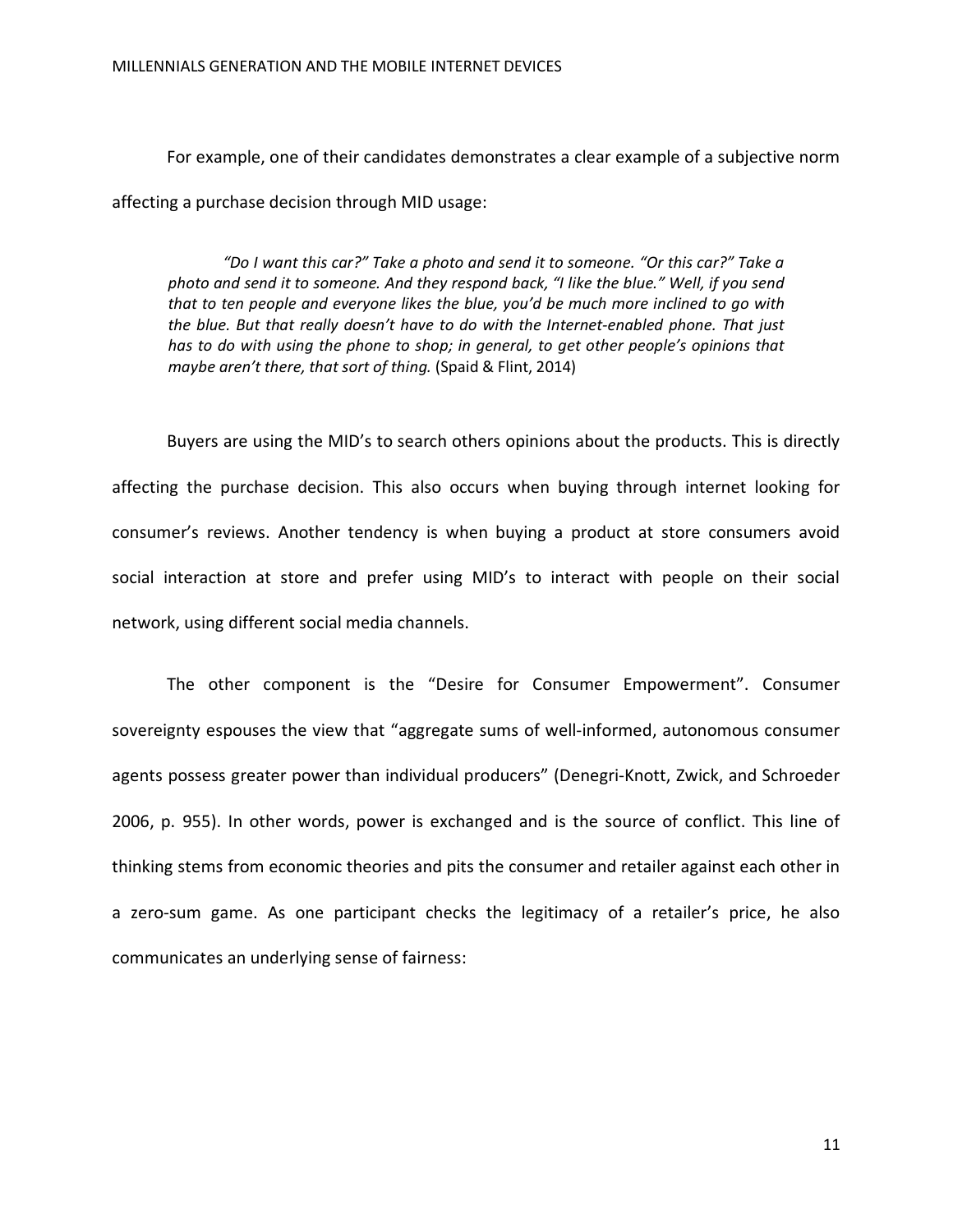For example, one of their candidates demonstrates a clear example of a subjective norm affecting a purchase decision through MID usage:

> *"Do I want this car?" Take a photo and send it to someone. "Or this car?" Take a photo and send it to someone. And they respond back, "I like the blue." Well, if you send that to ten people and everyone likes the blue, you'd be much more inclined to go with the blue. But that really doesn't have to do with the Internet-enabled phone. That just has to do with using the phone to shop; in general, to get other people's opinions that maybe aren't there, that sort of thing.* (Spaid & Flint, 2014)

Buyers are using the MID's to search others opinions about the products. This is directly affecting the purchase decision. This also occurs when buying through internet looking for consumer's reviews. Another tendency is when buying a product at store consumers avoid social interaction at store and prefer using MID's to interact with people on their social network, using different social media channels.

The other component is the "Desire for Consumer Empowerment". Consumer sovereignty espouses the view that "aggregate sums of well-informed, autonomous consumer agents possess greater power than individual producers" (Denegri-Knott, Zwick, and Schroeder 2006, p. 955). In other words, power is exchanged and is the source of conflict. This line of thinking stems from economic theories and pits the consumer and retailer against each other in a zero-sum game. As one participant checks the legitimacy of a retailer's price, he also communicates an underlying sense of fairness: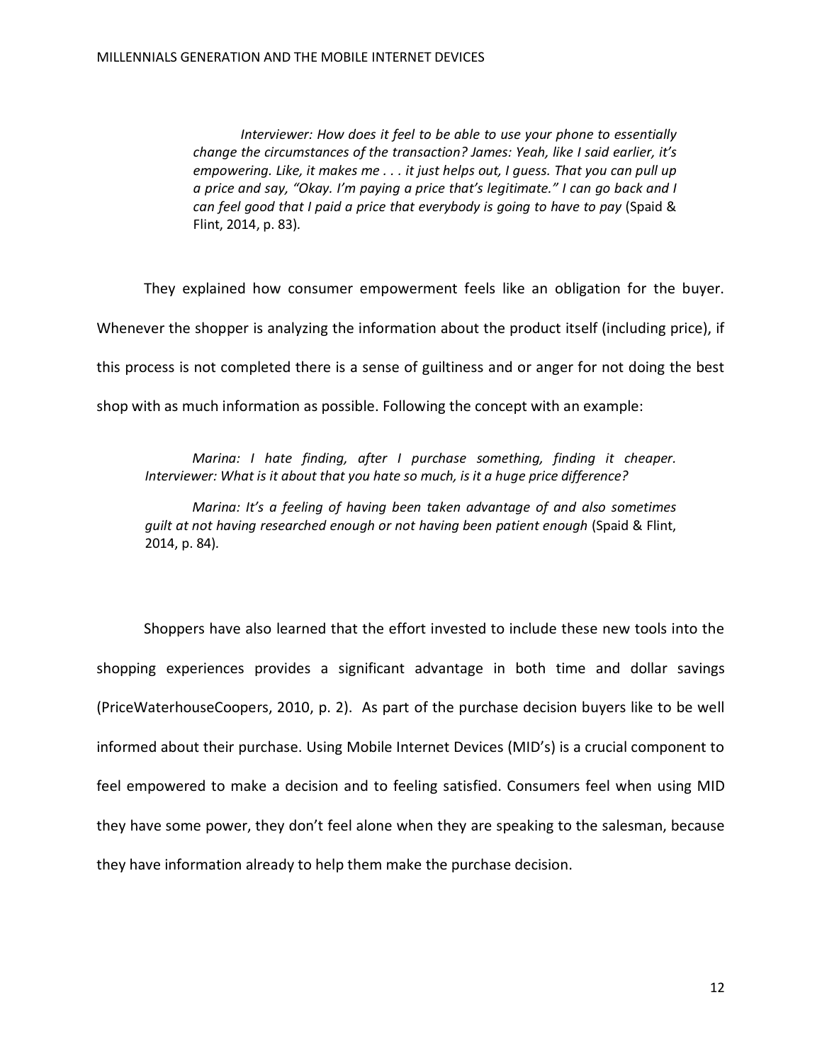> *Interviewer: How does it feel to be able to use your phone to essentially change the circumstances of the transaction? James: Yeah, like I said earlier, it's empowering. Like, it makes me . . . it just helps out, I guess. That you can pull up a price and say, "Okay. I'm paying a price that's legitimate." I can go back and I can feel good that I paid a price that everybody is going to have to pay* (Spaid & Flint, 2014, p. 83).

They explained how consumer empowerment feels like an obligation for the buyer. Whenever the shopper is analyzing the information about the product itself (including price), if this process is not completed there is a sense of guiltiness and or anger for not doing the best shop with as much information as possible. Following the concept with an example:

> *Marina: I hate finding, after I purchase something, finding it cheaper. Interviewer: What is it about that you hate so much, is it a huge price difference?*
>
> *Marina: It's a feeling of having been taken advantage of and also sometimes guilt at not having researched enough or not having been patient enough* (Spaid & Flint, 2014, p. 84).

Shoppers have also learned that the effort invested to include these new tools into the shopping experiences provides a significant advantage in both time and dollar savings (PriceWaterhouseCoopers, 2010, p. 2). As part of the purchase decision buyers like to be well informed about their purchase. Using Mobile Internet Devices (MID's) is a crucial component to feel empowered to make a decision and to feeling satisfied. Consumers feel when using MID they have some power, they don't feel alone when they are speaking to the salesman, because they have information already to help them make the purchase decision.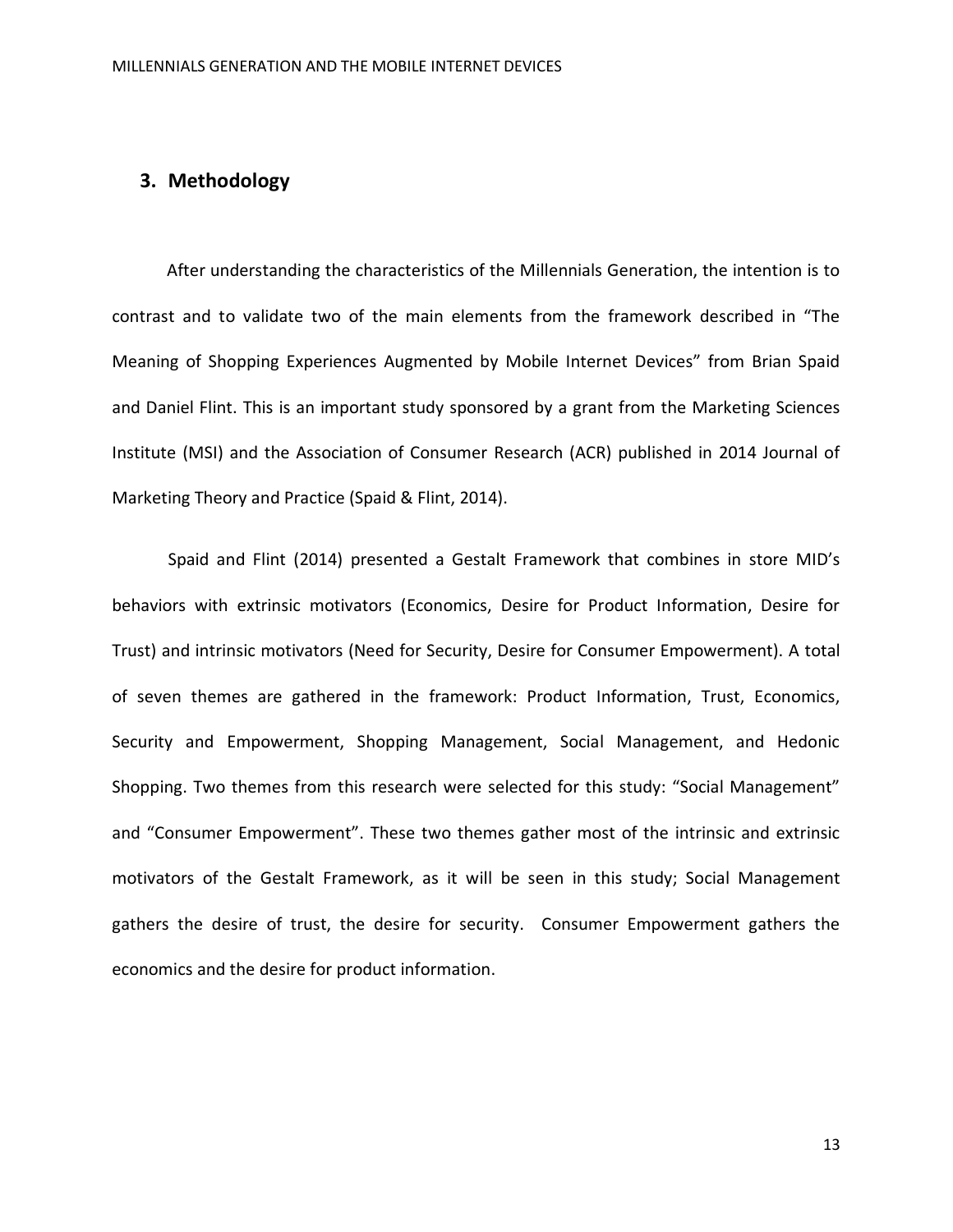## 3. Methodology

After understanding the characteristics of the Millennials Generation, the intention is to contrast and to validate two of the main elements from the framework described in "The Meaning of Shopping Experiences Augmented by Mobile Internet Devices" from Brian Spaid and Daniel Flint. This is an important study sponsored by a grant from the Marketing Sciences Institute (MSI) and the Association of Consumer Research (ACR) published in 2014 Journal of Marketing Theory and Practice (Spaid & Flint, 2014).

Spaid and Flint (2014) presented a Gestalt Framework that combines in store MID's behaviors with extrinsic motivators (Economics, Desire for Product Information, Desire for Trust) and intrinsic motivators (Need for Security, Desire for Consumer Empowerment). A total of seven themes are gathered in the framework: Product Information, Trust, Economics, Security and Empowerment, Shopping Management, Social Management, and Hedonic Shopping. Two themes from this research were selected for this study: "Social Management" and "Consumer Empowerment". These two themes gather most of the intrinsic and extrinsic motivators of the Gestalt Framework, as it will be seen in this study; Social Management gathers the desire of trust, the desire for security. Consumer Empowerment gathers the economics and the desire for product information.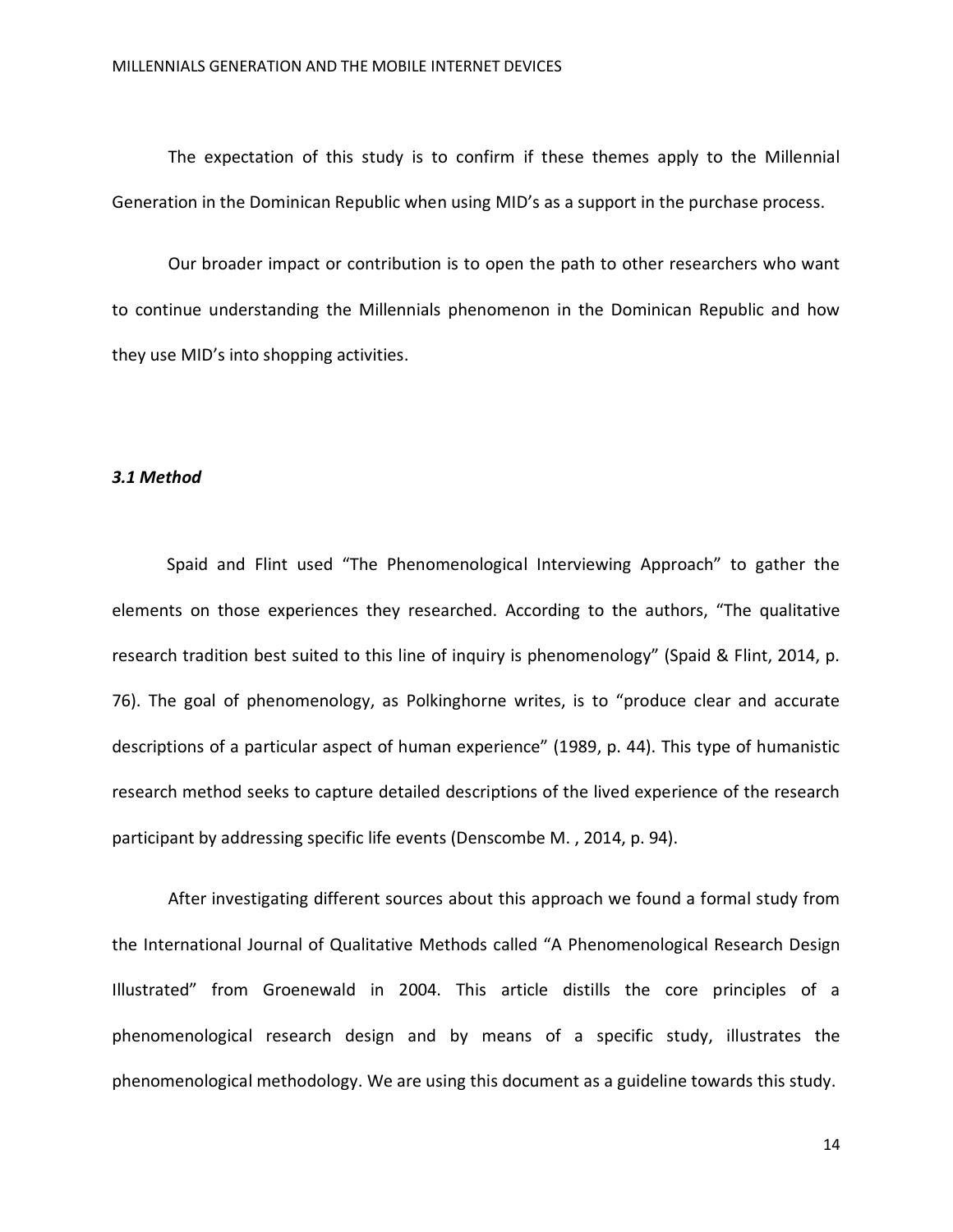The expectation of this study is to confirm if these themes apply to the Millennial Generation in the Dominican Republic when using MID's as a support in the purchase process.

Our broader impact or contribution is to open the path to other researchers who want to continue understanding the Millennials phenomenon in the Dominican Republic and how they use MID's into shopping activities.

### *3.1 Method*

Spaid and Flint used "The Phenomenological Interviewing Approach" to gather the elements on those experiences they researched. According to the authors, "The qualitative research tradition best suited to this line of inquiry is phenomenology" (Spaid & Flint, 2014, p. 76). The goal of phenomenology, as Polkinghorne writes, is to "produce clear and accurate descriptions of a particular aspect of human experience" (1989, p. 44). This type of humanistic research method seeks to capture detailed descriptions of the lived experience of the research participant by addressing specific life events (Denscombe M. , 2014, p. 94).

After investigating different sources about this approach we found a formal study from the International Journal of Qualitative Methods called "A Phenomenological Research Design Illustrated" from Groenewald in 2004. This article distills the core principles of a phenomenological research design and by means of a specific study, illustrates the phenomenological methodology. We are using this document as a guideline towards this study.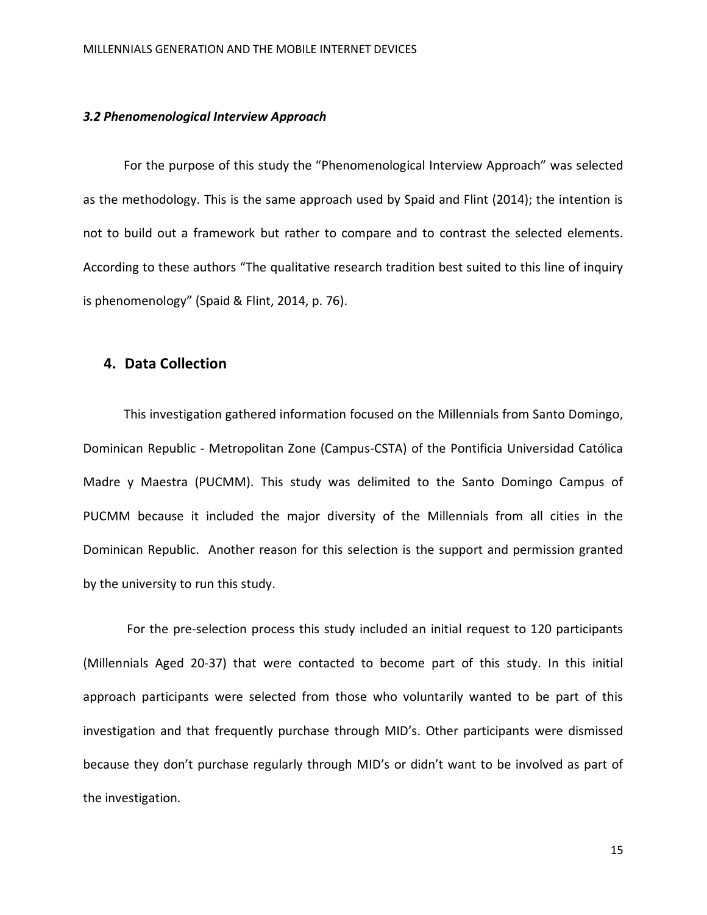### *3.2 Phenomenological Interview Approach*

For the purpose of this study the "Phenomenological Interview Approach" was selected as the methodology. This is the same approach used by Spaid and Flint (2014); the intention is not to build out a framework but rather to compare and to contrast the selected elements. According to these authors "The qualitative research tradition best suited to this line of inquiry is phenomenology" (Spaid & Flint, 2014, p. 76).

## 4. Data Collection

This investigation gathered information focused on the Millennials from Santo Domingo, Dominican Republic - Metropolitan Zone (Campus-CSTA) of the Pontificia Universidad Católica Madre y Maestra (PUCMM). This study was delimited to the Santo Domingo Campus of PUCMM because it included the major diversity of the Millennials from all cities in the Dominican Republic. Another reason for this selection is the support and permission granted by the university to run this study.

For the pre-selection process this study included an initial request to 120 participants (Millennials Aged 20-37) that were contacted to become part of this study. In this initial approach participants were selected from those who voluntarily wanted to be part of this investigation and that frequently purchase through MID's. Other participants were dismissed because they don't purchase regularly through MID's or didn't want to be involved as part of the investigation.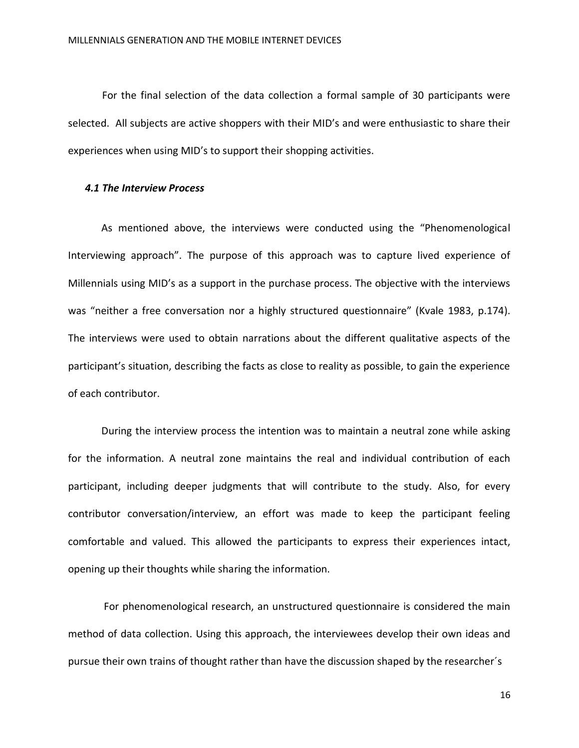For the final selection of the data collection a formal sample of 30 participants were selected. All subjects are active shoppers with their MID's and were enthusiastic to share their experiences when using MID's to support their shopping activities.

### *4.1 The Interview Process*

As mentioned above, the interviews were conducted using the "Phenomenological Interviewing approach". The purpose of this approach was to capture lived experience of Millennials using MID's as a support in the purchase process. The objective with the interviews was "neither a free conversation nor a highly structured questionnaire" (Kvale 1983, p.174). The interviews were used to obtain narrations about the different qualitative aspects of the participant's situation, describing the facts as close to reality as possible, to gain the experience of each contributor.

During the interview process the intention was to maintain a neutral zone while asking for the information. A neutral zone maintains the real and individual contribution of each participant, including deeper judgments that will contribute to the study. Also, for every contributor conversation/interview, an effort was made to keep the participant feeling comfortable and valued. This allowed the participants to express their experiences intact, opening up their thoughts while sharing the information.

For phenomenological research, an unstructured questionnaire is considered the main method of data collection. Using this approach, the interviewees develop their own ideas and pursue their own trains of thought rather than have the discussion shaped by the researcher´s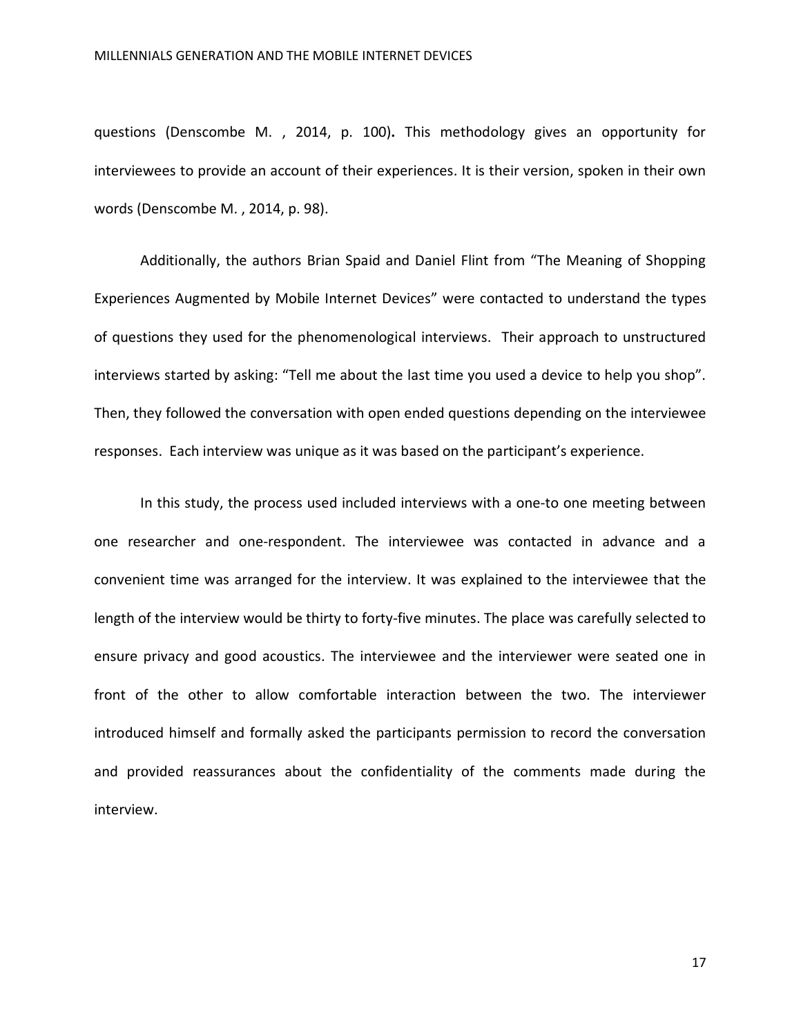questions (Denscombe M. , 2014, p. 100). This methodology gives an opportunity for interviewees to provide an account of their experiences. It is their version, spoken in their own words (Denscombe M. , 2014, p. 98).

Additionally, the authors Brian Spaid and Daniel Flint from "The Meaning of Shopping Experiences Augmented by Mobile Internet Devices" were contacted to understand the types of questions they used for the phenomenological interviews. Their approach to unstructured interviews started by asking: "Tell me about the last time you used a device to help you shop". Then, they followed the conversation with open ended questions depending on the interviewee responses. Each interview was unique as it was based on the participant's experience.

In this study, the process used included interviews with a one-to one meeting between one researcher and one-respondent. The interviewee was contacted in advance and a convenient time was arranged for the interview. It was explained to the interviewee that the length of the interview would be thirty to forty-five minutes. The place was carefully selected to ensure privacy and good acoustics. The interviewee and the interviewer were seated one in front of the other to allow comfortable interaction between the two. The interviewer introduced himself and formally asked the participants permission to record the conversation and provided reassurances about the confidentiality of the comments made during the interview.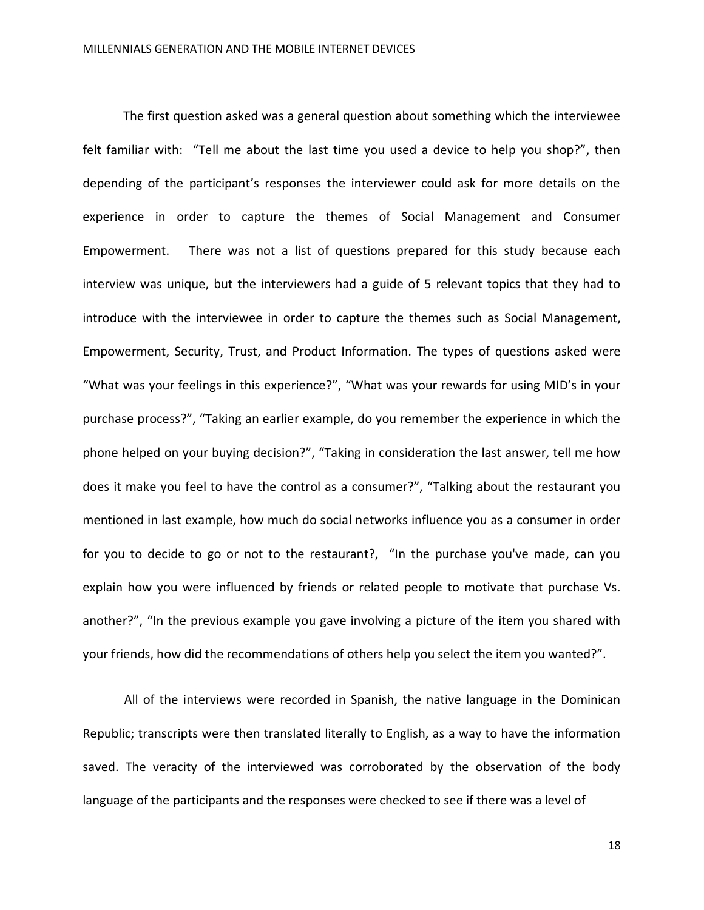The first question asked was a general question about something which the interviewee felt familiar with: "Tell me about the last time you used a device to help you shop?", then depending of the participant's responses the interviewer could ask for more details on the experience in order to capture the themes of Social Management and Consumer Empowerment. There was not a list of questions prepared for this study because each interview was unique, but the interviewers had a guide of 5 relevant topics that they had to introduce with the interviewee in order to capture the themes such as Social Management, Empowerment, Security, Trust, and Product Information. The types of questions asked were "What was your feelings in this experience?", "What was your rewards for using MID's in your purchase process?", "Taking an earlier example, do you remember the experience in which the phone helped on your buying decision?", "Taking in consideration the last answer, tell me how does it make you feel to have the control as a consumer?", "Talking about the restaurant you mentioned in last example, how much do social networks influence you as a consumer in order for you to decide to go or not to the restaurant?, "In the purchase you've made, can you explain how you were influenced by friends or related people to motivate that purchase Vs. another?", "In the previous example you gave involving a picture of the item you shared with your friends, how did the recommendations of others help you select the item you wanted?".

All of the interviews were recorded in Spanish, the native language in the Dominican Republic; transcripts were then translated literally to English, as a way to have the information saved. The veracity of the interviewed was corroborated by the observation of the body language of the participants and the responses were checked to see if there was a level of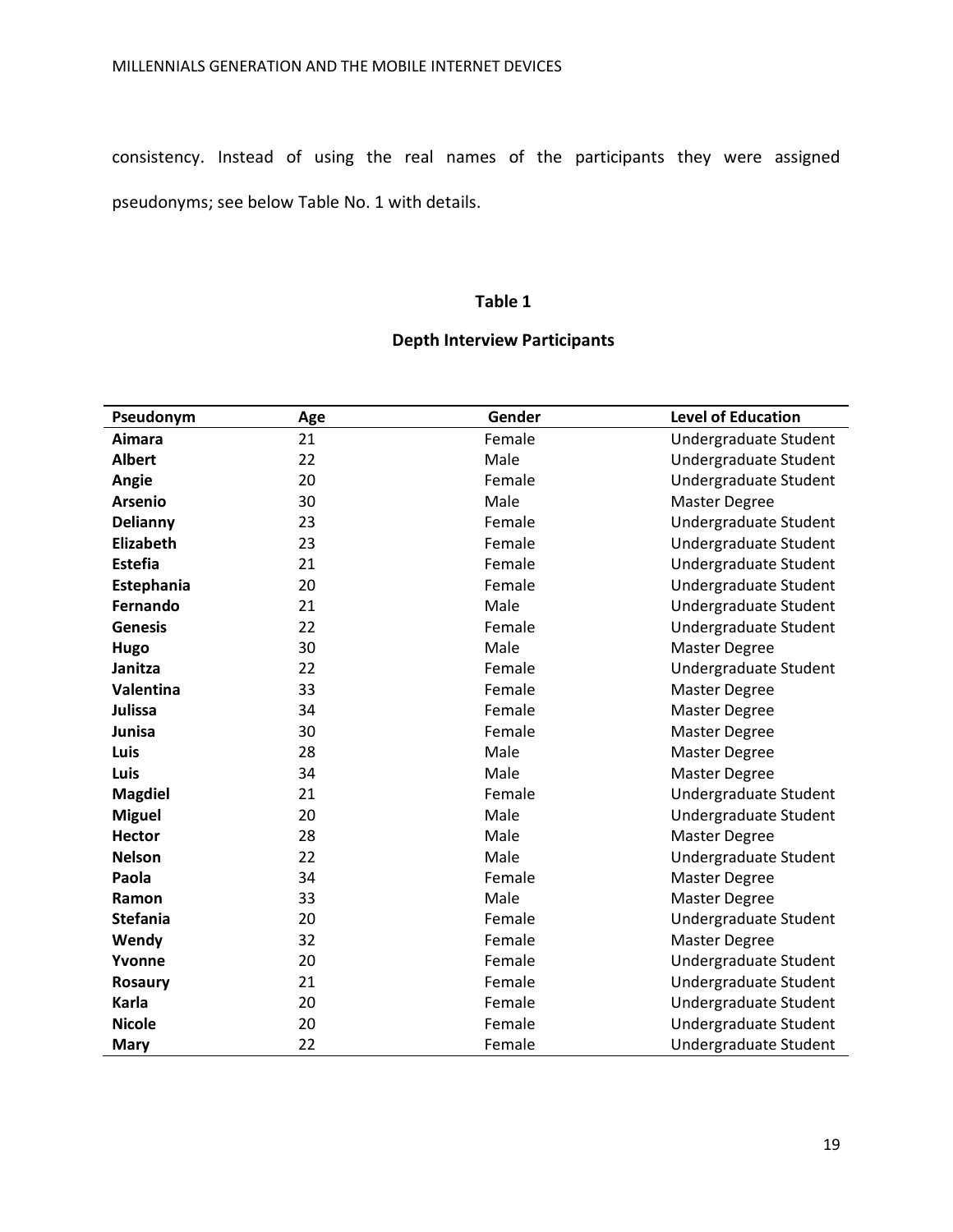consistency. Instead of using the real names of the participants they were assigned pseudonyms; see below Table No. 1 with details.

**Table 1**

**Depth Interview Participants**

| Pseudonym | Age | Gender | Level of Education |
|---|---|---|---|
| **Aimara** | 21 | Female | Undergraduate Student |
| **Albert** | 22 | Male | Undergraduate Student |
| **Angie** | 20 | Female | Undergraduate Student |
| **Arsenio** | 30 | Male | Master Degree |
| **Delianny** | 23 | Female | Undergraduate Student |
| **Elizabeth** | 23 | Female | Undergraduate Student |
| **Estefia** | 21 | Female | Undergraduate Student |
| **Estephania** | 20 | Female | Undergraduate Student |
| **Fernando** | 21 | Male | Undergraduate Student |
| **Genesis** | 22 | Female | Undergraduate Student |
| **Hugo** | 30 | Male | Master Degree |
| **Janitza** | 22 | Female | Undergraduate Student |
| **Valentina** | 33 | Female | Master Degree |
| **Julissa** | 34 | Female | Master Degree |
| **Junisa** | 30 | Female | Master Degree |
| **Luis** | 28 | Male | Master Degree |
| **Luis** | 34 | Male | Master Degree |
| **Magdiel** | 21 | Female | Undergraduate Student |
| **Miguel** | 20 | Male | Undergraduate Student |
| **Hector** | 28 | Male | Master Degree |
| **Nelson** | 22 | Male | Undergraduate Student |
| **Paola** | 34 | Female | Master Degree |
| **Ramon** | 33 | Male | Master Degree |
| **Stefania** | 20 | Female | Undergraduate Student |
| **Wendy** | 32 | Female | Master Degree |
| **Yvonne** | 20 | Female | Undergraduate Student |
| **Rosaury** | 21 | Female | Undergraduate Student |
| **Karla** | 20 | Female | Undergraduate Student |
| **Nicole** | 20 | Female | Undergraduate Student |
| **Mary** | 22 | Female | Undergraduate Student |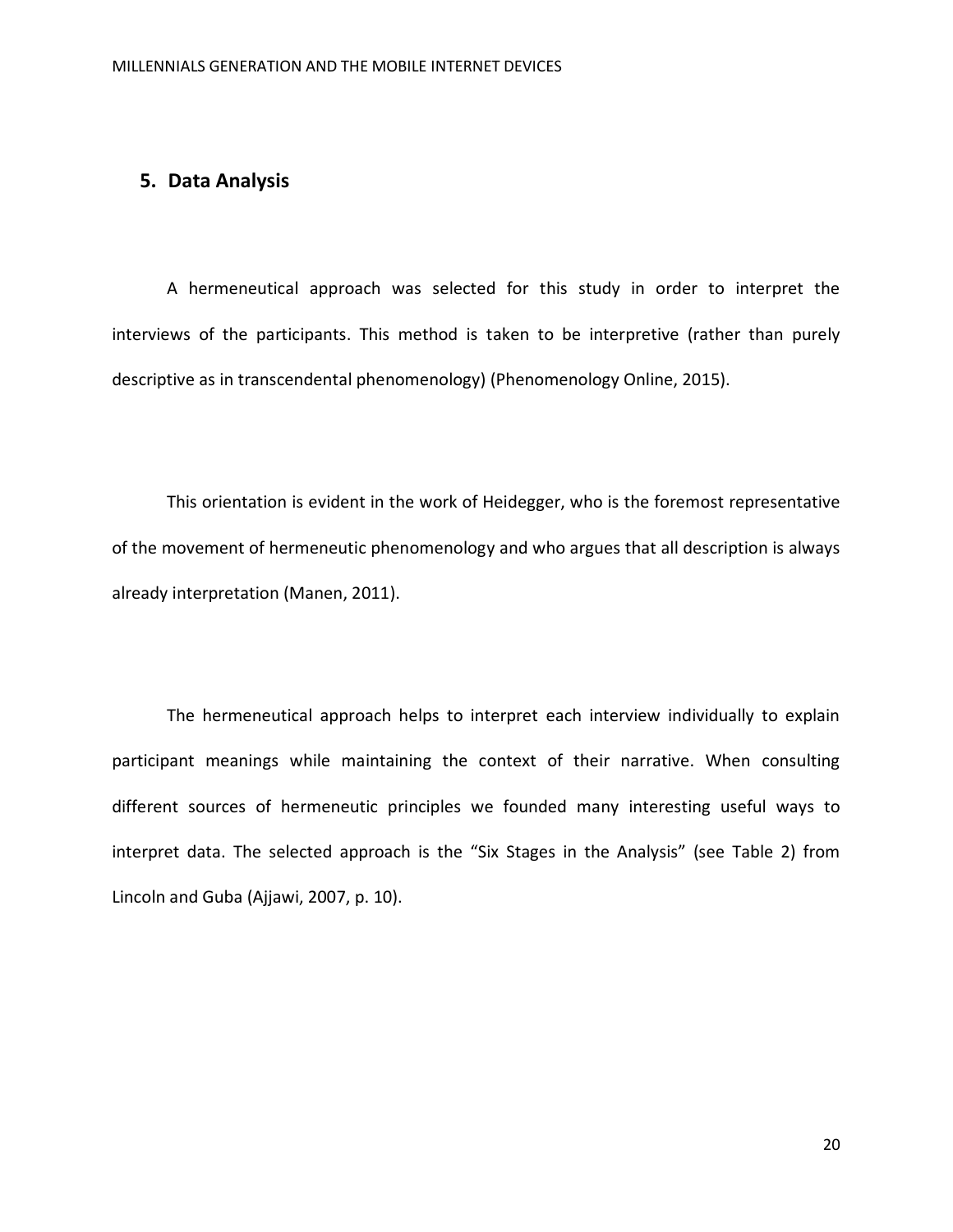## 5. Data Analysis

A hermeneutical approach was selected for this study in order to interpret the interviews of the participants. This method is taken to be interpretive (rather than purely descriptive as in transcendental phenomenology) (Phenomenology Online, 2015).

This orientation is evident in the work of Heidegger, who is the foremost representative of the movement of hermeneutic phenomenology and who argues that all description is always already interpretation (Manen, 2011).

The hermeneutical approach helps to interpret each interview individually to explain participant meanings while maintaining the context of their narrative. When consulting different sources of hermeneutic principles we founded many interesting useful ways to interpret data. The selected approach is the "Six Stages in the Analysis" (see Table 2) from Lincoln and Guba (Ajjawi, 2007, p. 10).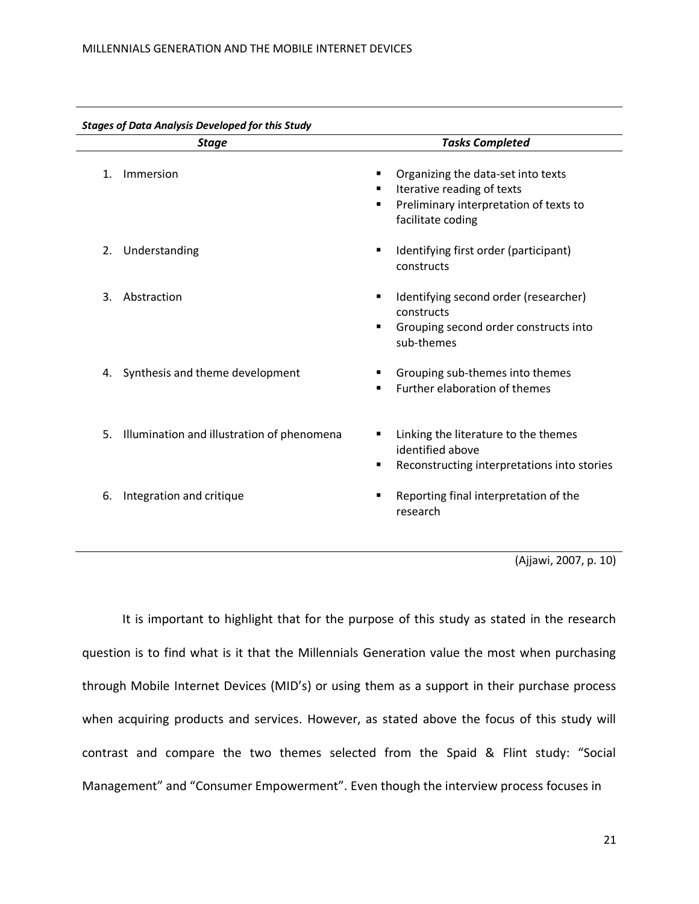***Stages of Data Analysis Developed for this Study***

| ***Stage*** | ***Tasks Completed*** |
|---|---|
| 1. Immersion | ▪ Organizing the data-set into texts<br>▪ Iterative reading of texts<br>▪ Preliminary interpretation of texts to facilitate coding |
| 2. Understanding | ▪ Identifying first order (participant) constructs |
| 3. Abstraction | ▪ Identifying second order (researcher) constructs<br>▪ Grouping second order constructs into sub-themes |
| 4. Synthesis and theme development | ▪ Grouping sub-themes into themes<br>▪ Further elaboration of themes |
| 5. Illumination and illustration of phenomena | ▪ Linking the literature to the themes identified above<br>▪ Reconstructing interpretations into stories |
| 6. Integration and critique | ▪ Reporting final interpretation of the research |

(Ajjawi, 2007, p. 10)

It is important to highlight that for the purpose of this study as stated in the research question is to find what is it that the Millennials Generation value the most when purchasing through Mobile Internet Devices (MID's) or using them as a support in their purchase process when acquiring products and services. However, as stated above the focus of this study will contrast and compare the two themes selected from the Spaid & Flint study: "Social Management" and "Consumer Empowerment". Even though the interview process focuses in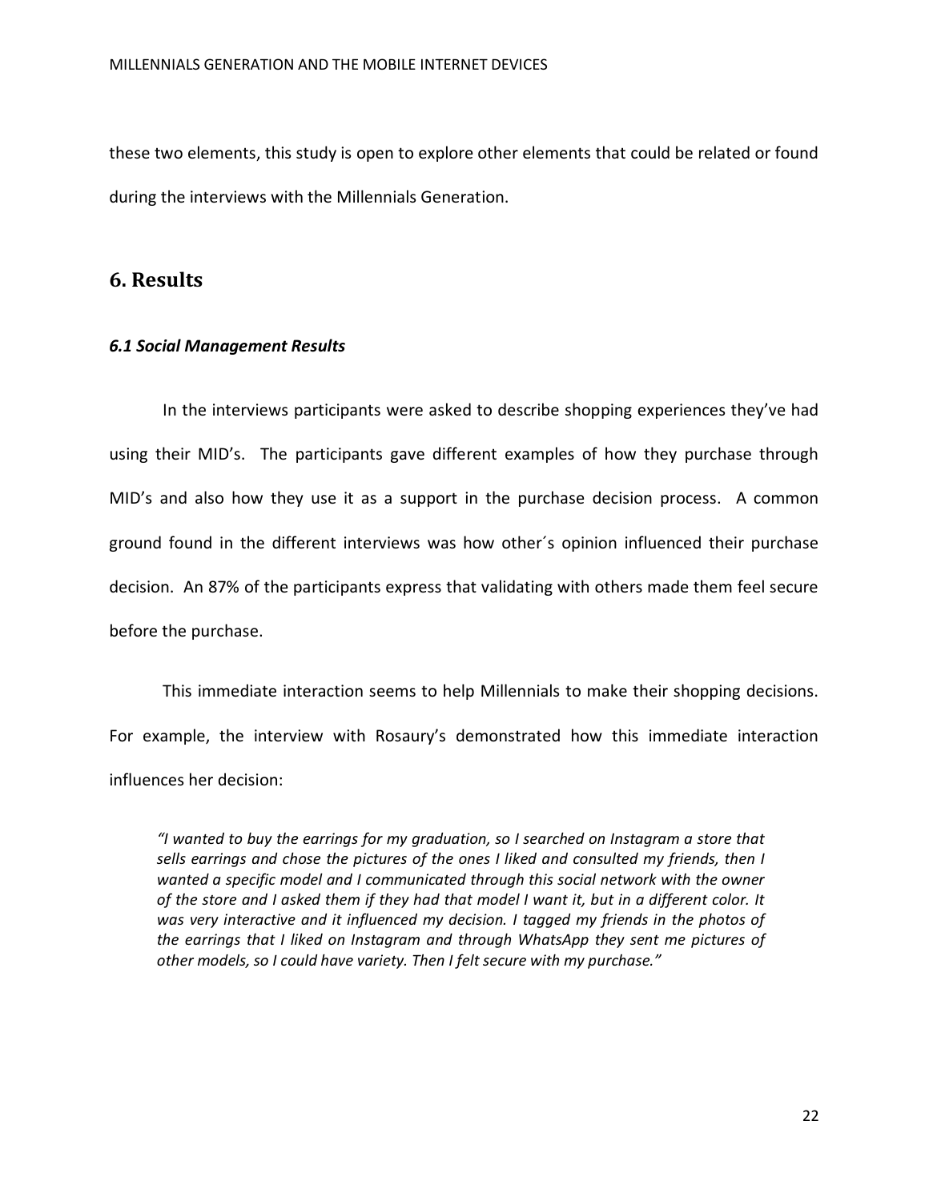these two elements, this study is open to explore other elements that could be related or found during the interviews with the Millennials Generation.

## 6. Results

### *6.1 Social Management Results*

In the interviews participants were asked to describe shopping experiences they've had using their MID's. The participants gave different examples of how they purchase through MID's and also how they use it as a support in the purchase decision process. A common ground found in the different interviews was how other´s opinion influenced their purchase decision. An 87% of the participants express that validating with others made them feel secure before the purchase.

This immediate interaction seems to help Millennials to make their shopping decisions. For example, the interview with Rosaury's demonstrated how this immediate interaction influences her decision:

> *"I wanted to buy the earrings for my graduation, so I searched on Instagram a store that sells earrings and chose the pictures of the ones I liked and consulted my friends, then I wanted a specific model and I communicated through this social network with the owner of the store and I asked them if they had that model I want it, but in a different color. It was very interactive and it influenced my decision. I tagged my friends in the photos of the earrings that I liked on Instagram and through WhatsApp they sent me pictures of other models, so I could have variety. Then I felt secure with my purchase."*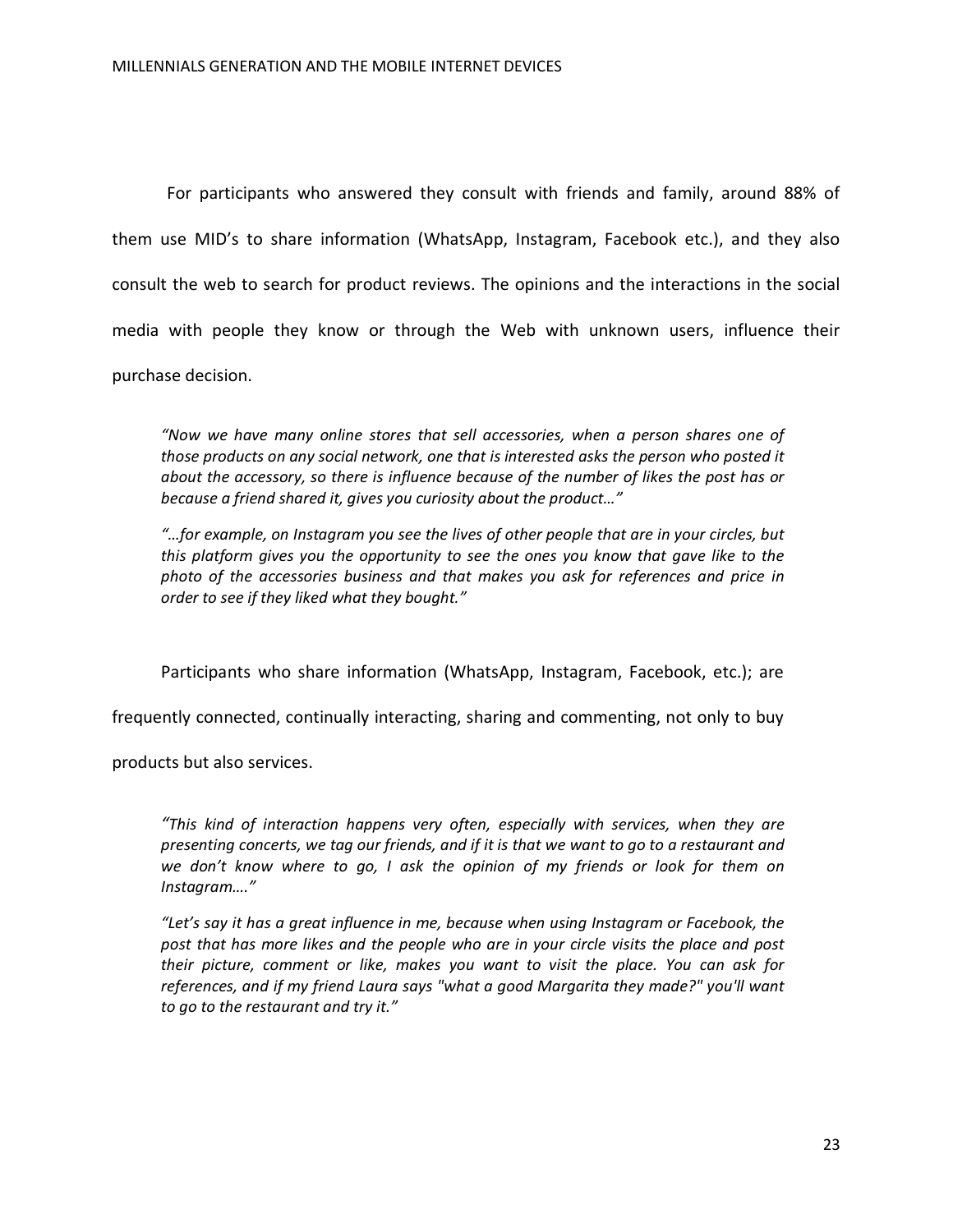For participants who answered they consult with friends and family, around 88% of them use MID's to share information (WhatsApp, Instagram, Facebook etc.), and they also consult the web to search for product reviews. The opinions and the interactions in the social media with people they know or through the Web with unknown users, influence their purchase decision.

> *"Now we have many online stores that sell accessories, when a person shares one of those products on any social network, one that is interested asks the person who posted it about the accessory, so there is influence because of the number of likes the post has or because a friend shared it, gives you curiosity about the product…"*
>
> *"…for example, on Instagram you see the lives of other people that are in your circles, but this platform gives you the opportunity to see the ones you know that gave like to the photo of the accessories business and that makes you ask for references and price in order to see if they liked what they bought."*

Participants who share information (WhatsApp, Instagram, Facebook, etc.); are frequently connected, continually interacting, sharing and commenting, not only to buy products but also services.

> *"This kind of interaction happens very often, especially with services, when they are presenting concerts, we tag our friends, and if it is that we want to go to a restaurant and we don't know where to go, I ask the opinion of my friends or look for them on Instagram…."*
>
> *"Let's say it has a great influence in me, because when using Instagram or Facebook, the post that has more likes and the people who are in your circle visits the place and post their picture, comment or like, makes you want to visit the place. You can ask for references, and if my friend Laura says "what a good Margarita they made?" you'll want to go to the restaurant and try it."*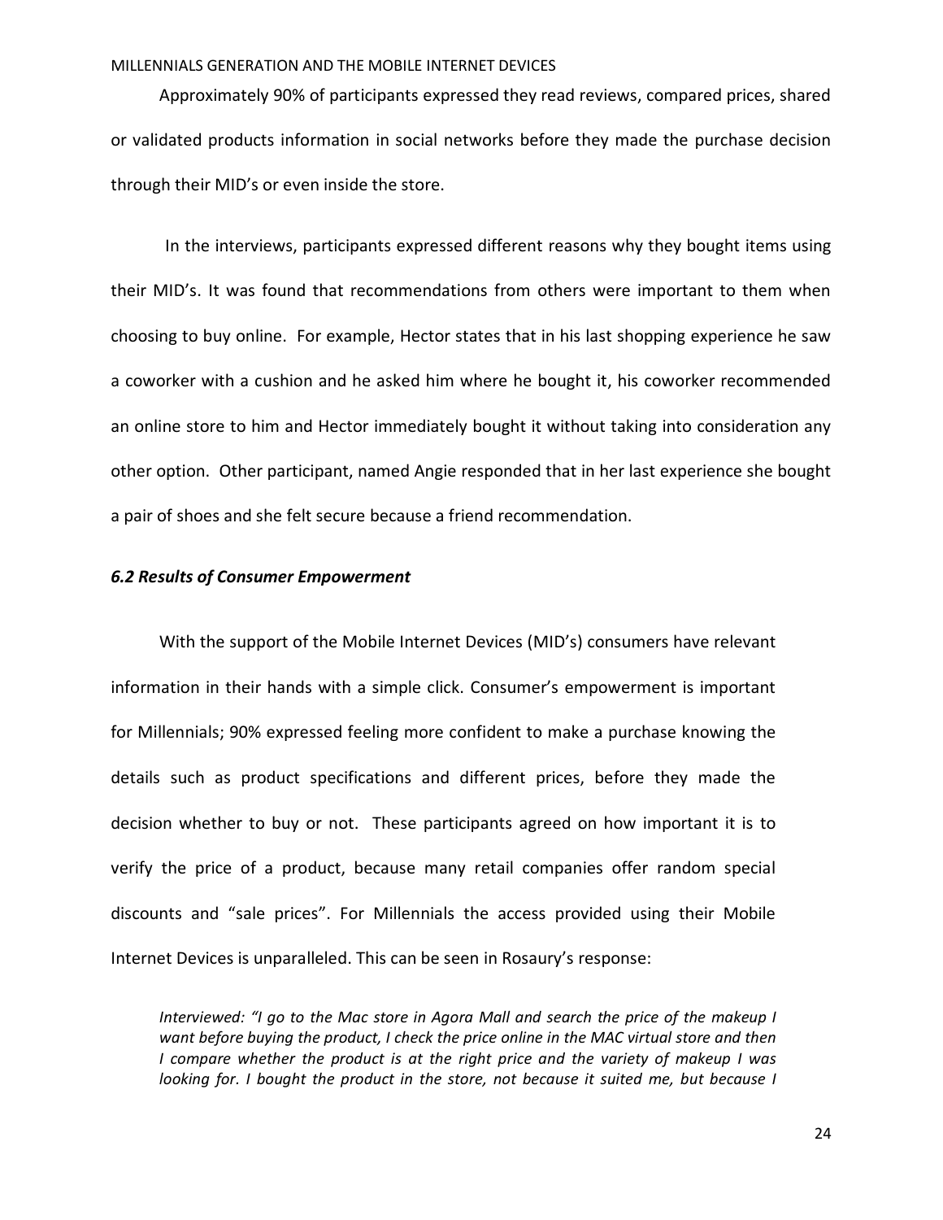Approximately 90% of participants expressed they read reviews, compared prices, shared or validated products information in social networks before they made the purchase decision through their MID's or even inside the store.

In the interviews, participants expressed different reasons why they bought items using their MID's. It was found that recommendations from others were important to them when choosing to buy online. For example, Hector states that in his last shopping experience he saw a coworker with a cushion and he asked him where he bought it, his coworker recommended an online store to him and Hector immediately bought it without taking into consideration any other option. Other participant, named Angie responded that in her last experience she bought a pair of shoes and she felt secure because a friend recommendation.

### *6.2 Results of Consumer Empowerment*

With the support of the Mobile Internet Devices (MID's) consumers have relevant information in their hands with a simple click. Consumer's empowerment is important for Millennials; 90% expressed feeling more confident to make a purchase knowing the details such as product specifications and different prices, before they made the decision whether to buy or not. These participants agreed on how important it is to verify the price of a product, because many retail companies offer random special discounts and "sale prices". For Millennials the access provided using their Mobile Internet Devices is unparalleled. This can be seen in Rosaury's response:

> *Interviewed: "I go to the Mac store in Agora Mall and search the price of the makeup I want before buying the product, I check the price online in the MAC virtual store and then I compare whether the product is at the right price and the variety of makeup I was looking for. I bought the product in the store, not because it suited me, but because I*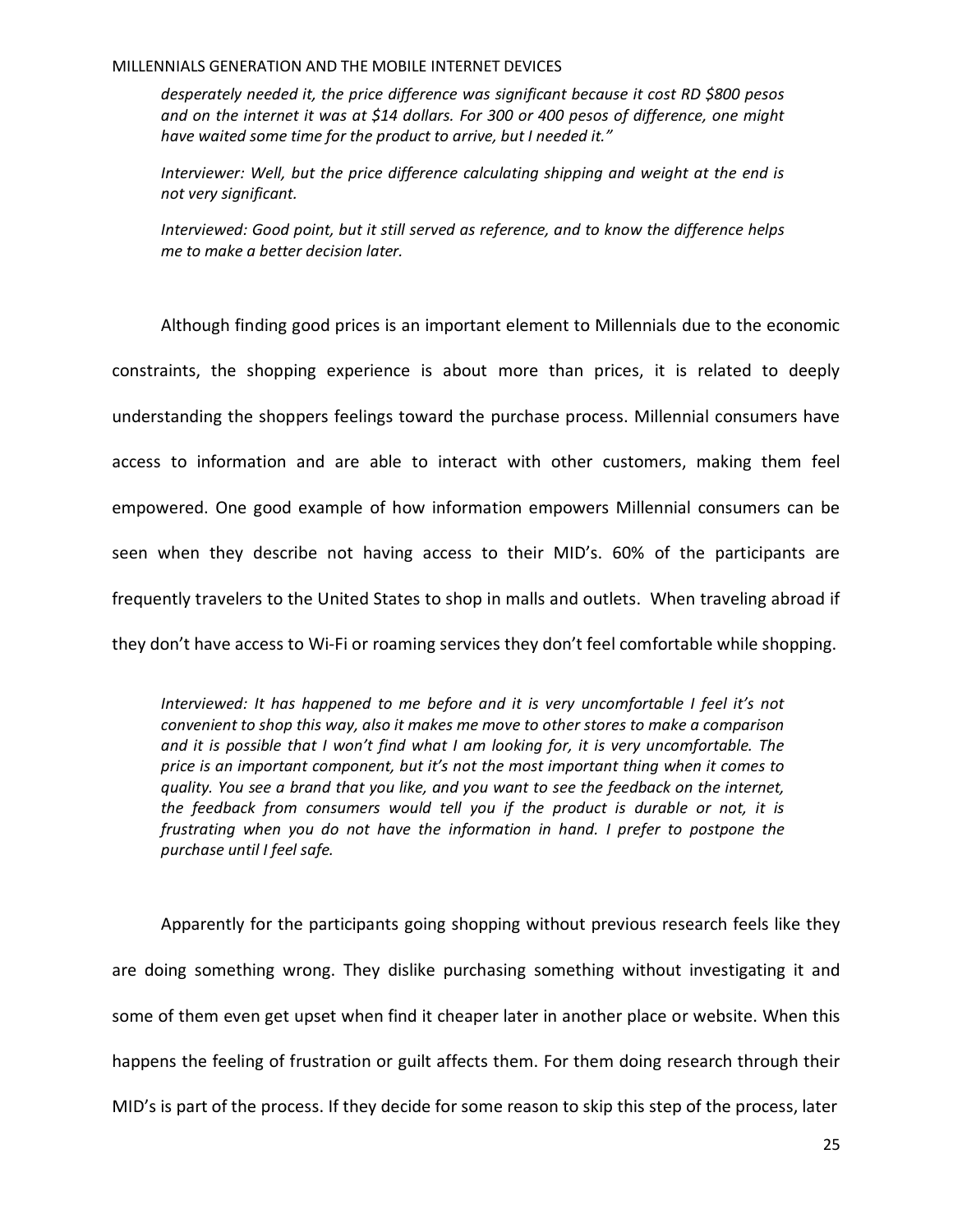*desperately needed it, the price difference was significant because it cost RD $800 pesos and on the internet it was at $14 dollars. For 300 or 400 pesos of difference, one might have waited some time for the product to arrive, but I needed it."*

*Interviewer: Well, but the price difference calculating shipping and weight at the end is not very significant.*

*Interviewed: Good point, but it still served as reference, and to know the difference helps me to make a better decision later.*

Although finding good prices is an important element to Millennials due to the economic constraints, the shopping experience is about more than prices, it is related to deeply understanding the shoppers feelings toward the purchase process. Millennial consumers have access to information and are able to interact with other customers, making them feel empowered. One good example of how information empowers Millennial consumers can be seen when they describe not having access to their MID's. 60% of the participants are frequently travelers to the United States to shop in malls and outlets. When traveling abroad if they don't have access to Wi-Fi or roaming services they don't feel comfortable while shopping.

*Interviewed: It has happened to me before and it is very uncomfortable I feel it's not convenient to shop this way, also it makes me move to other stores to make a comparison and it is possible that I won't find what I am looking for, it is very uncomfortable. The price is an important component, but it's not the most important thing when it comes to quality. You see a brand that you like, and you want to see the feedback on the internet, the feedback from consumers would tell you if the product is durable or not, it is frustrating when you do not have the information in hand. I prefer to postpone the purchase until I feel safe.*

Apparently for the participants going shopping without previous research feels like they are doing something wrong. They dislike purchasing something without investigating it and some of them even get upset when find it cheaper later in another place or website. When this happens the feeling of frustration or guilt affects them. For them doing research through their MID's is part of the process. If they decide for some reason to skip this step of the process, later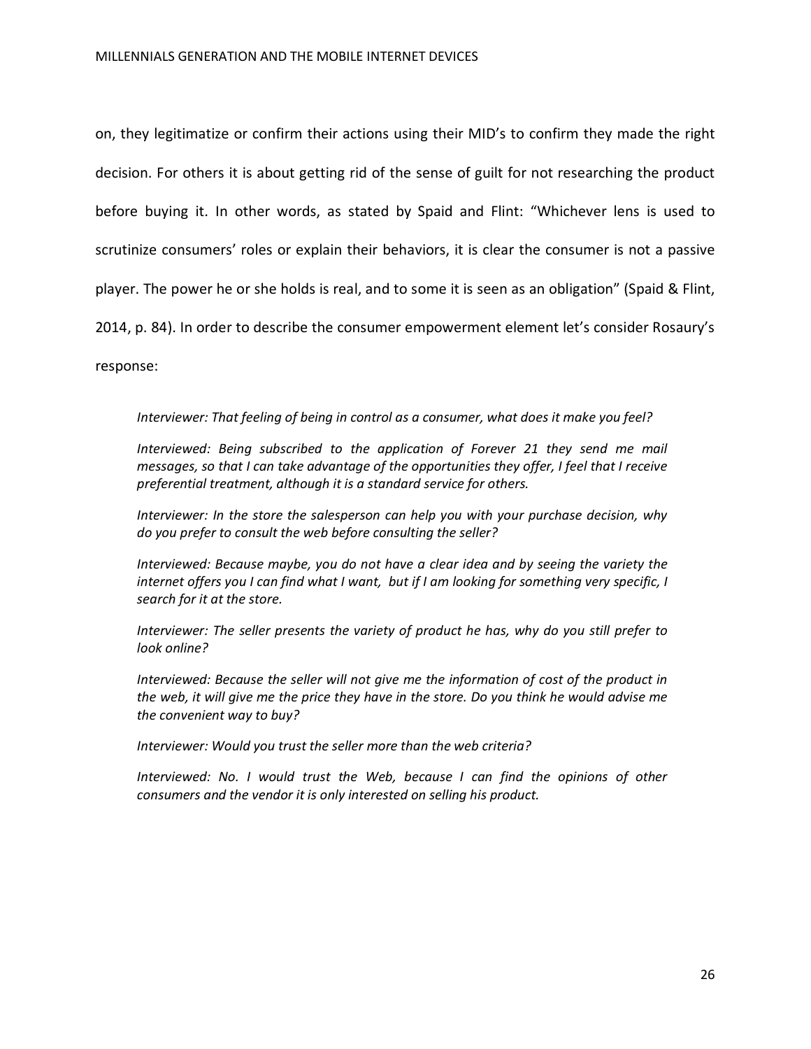on, they legitimatize or confirm their actions using their MID's to confirm they made the right decision. For others it is about getting rid of the sense of guilt for not researching the product before buying it. In other words, as stated by Spaid and Flint: "Whichever lens is used to scrutinize consumers' roles or explain their behaviors, it is clear the consumer is not a passive player. The power he or she holds is real, and to some it is seen as an obligation" (Spaid & Flint, 2014, p. 84). In order to describe the consumer empowerment element let's consider Rosaury's response:

> *Interviewer: That feeling of being in control as a consumer, what does it make you feel?*
>
> *Interviewed: Being subscribed to the application of Forever 21 they send me mail messages, so that I can take advantage of the opportunities they offer, I feel that I receive preferential treatment, although it is a standard service for others.*
>
> *Interviewer: In the store the salesperson can help you with your purchase decision, why do you prefer to consult the web before consulting the seller?*
>
> *Interviewed: Because maybe, you do not have a clear idea and by seeing the variety the internet offers you I can find what I want, but if I am looking for something very specific, I search for it at the store.*
>
> *Interviewer: The seller presents the variety of product he has, why do you still prefer to look online?*
>
> *Interviewed: Because the seller will not give me the information of cost of the product in the web, it will give me the price they have in the store. Do you think he would advise me the convenient way to buy?*
>
> *Interviewer: Would you trust the seller more than the web criteria?*
>
> *Interviewed: No. I would trust the Web, because I can find the opinions of other consumers and the vendor it is only interested on selling his product.*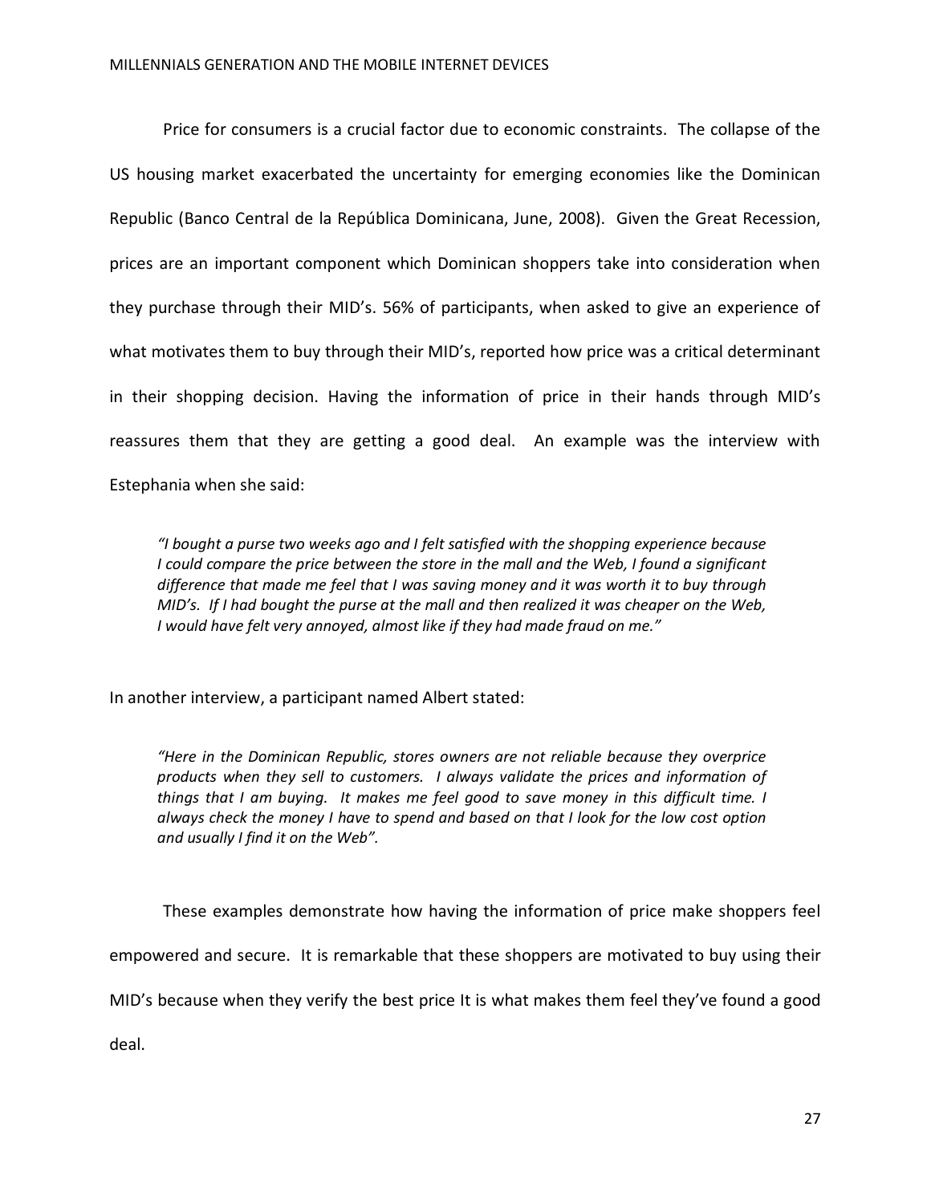Price for consumers is a crucial factor due to economic constraints. The collapse of the US housing market exacerbated the uncertainty for emerging economies like the Dominican Republic (Banco Central de la República Dominicana, June, 2008). Given the Great Recession, prices are an important component which Dominican shoppers take into consideration when they purchase through their MID's. 56% of participants, when asked to give an experience of what motivates them to buy through their MID's, reported how price was a critical determinant in their shopping decision. Having the information of price in their hands through MID's reassures them that they are getting a good deal. An example was the interview with Estephania when she said:

> *"I bought a purse two weeks ago and I felt satisfied with the shopping experience because I could compare the price between the store in the mall and the Web, I found a significant difference that made me feel that I was saving money and it was worth it to buy through MID's. If I had bought the purse at the mall and then realized it was cheaper on the Web, I would have felt very annoyed, almost like if they had made fraud on me."*

In another interview, a participant named Albert stated:

> *"Here in the Dominican Republic, stores owners are not reliable because they overprice products when they sell to customers. I always validate the prices and information of things that I am buying. It makes me feel good to save money in this difficult time. I always check the money I have to spend and based on that I look for the low cost option and usually I find it on the Web".*

These examples demonstrate how having the information of price make shoppers feel empowered and secure. It is remarkable that these shoppers are motivated to buy using their MID's because when they verify the best price It is what makes them feel they've found a good deal.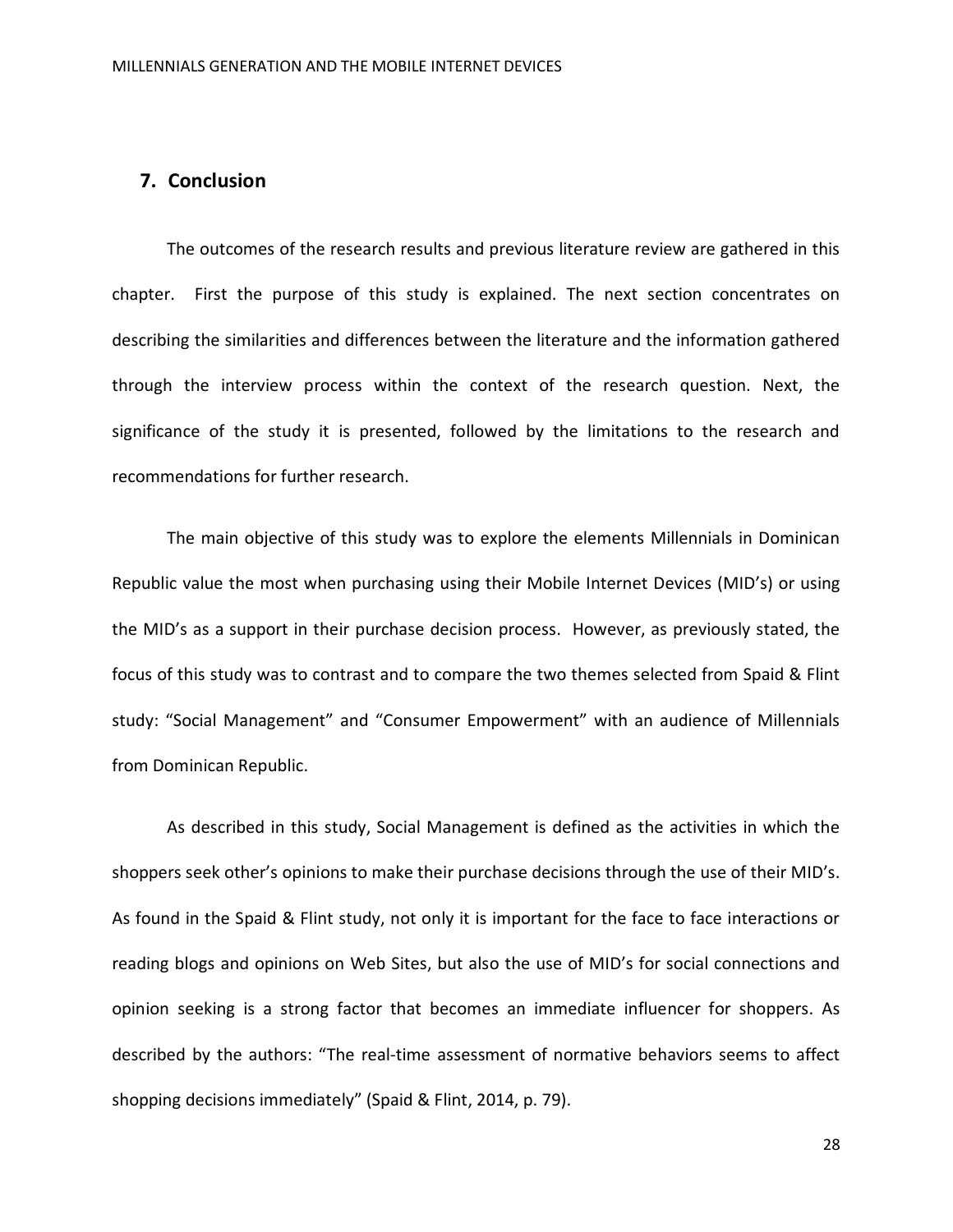## 7. Conclusion

The outcomes of the research results and previous literature review are gathered in this chapter. First the purpose of this study is explained. The next section concentrates on describing the similarities and differences between the literature and the information gathered through the interview process within the context of the research question. Next, the significance of the study it is presented, followed by the limitations to the research and recommendations for further research.

The main objective of this study was to explore the elements Millennials in Dominican Republic value the most when purchasing using their Mobile Internet Devices (MID's) or using the MID's as a support in their purchase decision process. However, as previously stated, the focus of this study was to contrast and to compare the two themes selected from Spaid & Flint study: "Social Management" and "Consumer Empowerment" with an audience of Millennials from Dominican Republic.

As described in this study, Social Management is defined as the activities in which the shoppers seek other's opinions to make their purchase decisions through the use of their MID's. As found in the Spaid & Flint study, not only it is important for the face to face interactions or reading blogs and opinions on Web Sites, but also the use of MID's for social connections and opinion seeking is a strong factor that becomes an immediate influencer for shoppers. As described by the authors: "The real-time assessment of normative behaviors seems to affect shopping decisions immediately" (Spaid & Flint, 2014, p. 79).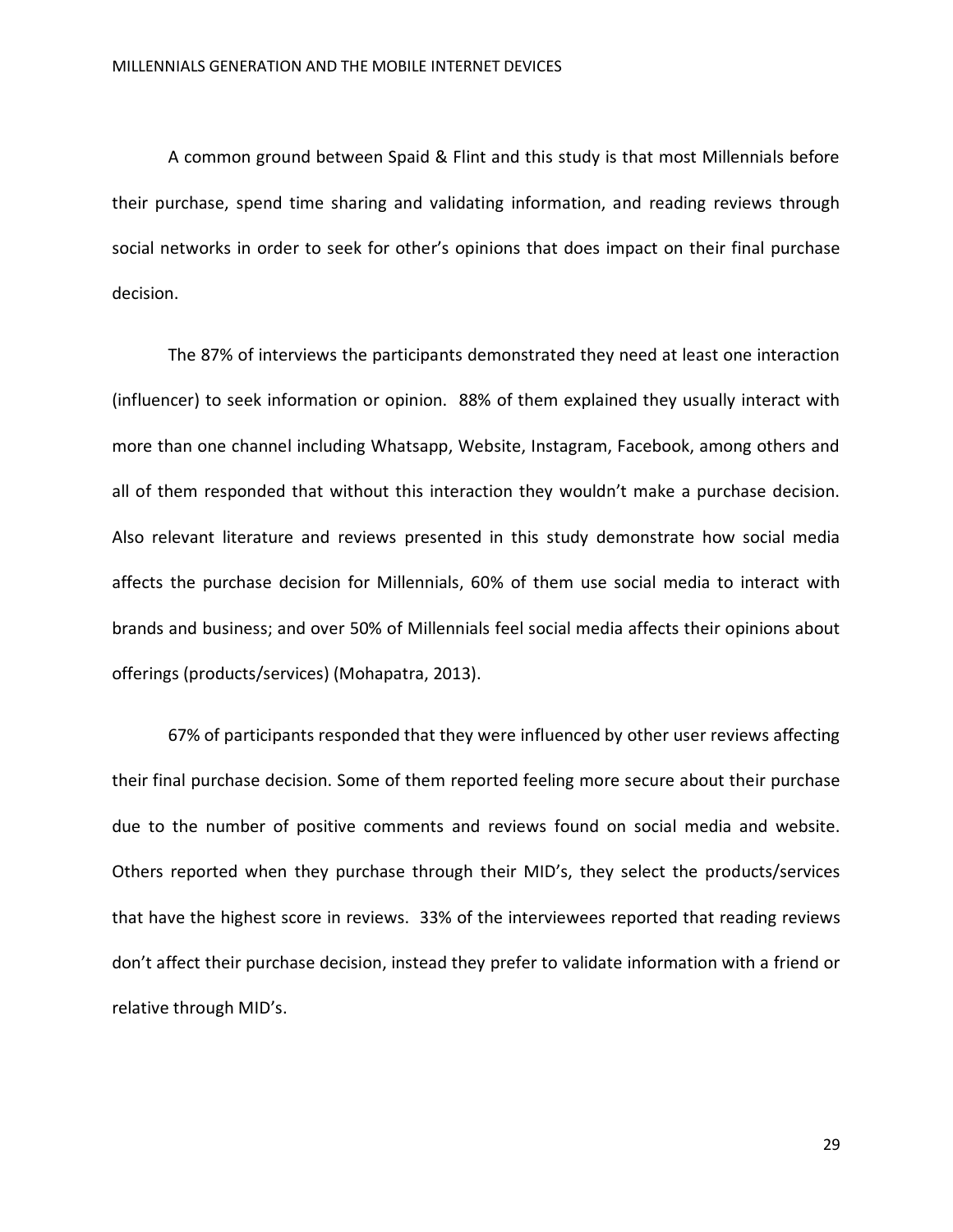A common ground between Spaid & Flint and this study is that most Millennials before their purchase, spend time sharing and validating information, and reading reviews through social networks in order to seek for other's opinions that does impact on their final purchase decision.

The 87% of interviews the participants demonstrated they need at least one interaction (influencer) to seek information or opinion. 88% of them explained they usually interact with more than one channel including Whatsapp, Website, Instagram, Facebook, among others and all of them responded that without this interaction they wouldn't make a purchase decision. Also relevant literature and reviews presented in this study demonstrate how social media affects the purchase decision for Millennials, 60% of them use social media to interact with brands and business; and over 50% of Millennials feel social media affects their opinions about offerings (products/services) (Mohapatra, 2013).

67% of participants responded that they were influenced by other user reviews affecting their final purchase decision. Some of them reported feeling more secure about their purchase due to the number of positive comments and reviews found on social media and website. Others reported when they purchase through their MID's, they select the products/services that have the highest score in reviews. 33% of the interviewees reported that reading reviews don't affect their purchase decision, instead they prefer to validate information with a friend or relative through MID's.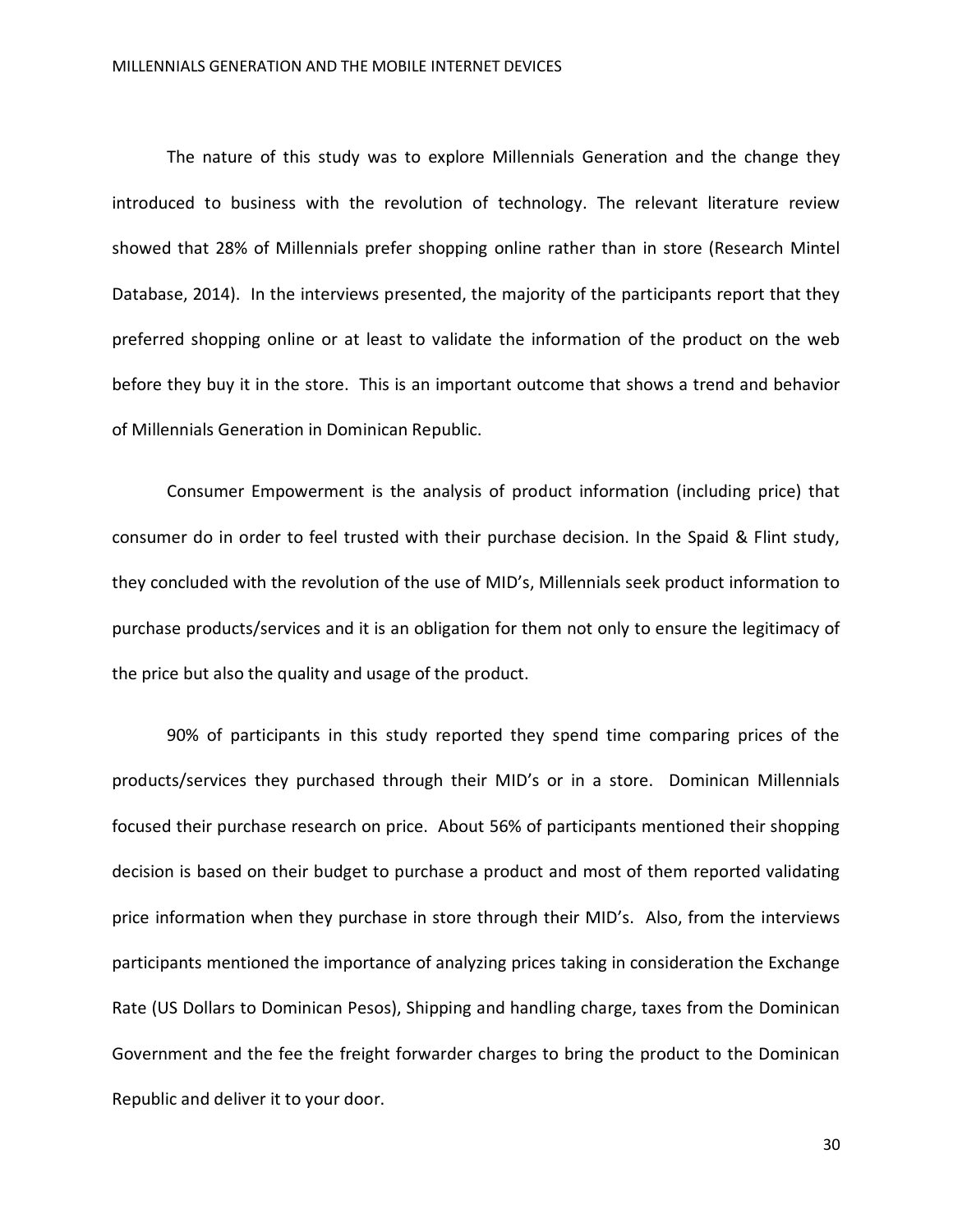The nature of this study was to explore Millennials Generation and the change they introduced to business with the revolution of technology. The relevant literature review showed that 28% of Millennials prefer shopping online rather than in store (Research Mintel Database, 2014). In the interviews presented, the majority of the participants report that they preferred shopping online or at least to validate the information of the product on the web before they buy it in the store. This is an important outcome that shows a trend and behavior of Millennials Generation in Dominican Republic.

Consumer Empowerment is the analysis of product information (including price) that consumer do in order to feel trusted with their purchase decision. In the Spaid & Flint study, they concluded with the revolution of the use of MID's, Millennials seek product information to purchase products/services and it is an obligation for them not only to ensure the legitimacy of the price but also the quality and usage of the product.

90% of participants in this study reported they spend time comparing prices of the products/services they purchased through their MID's or in a store. Dominican Millennials focused their purchase research on price. About 56% of participants mentioned their shopping decision is based on their budget to purchase a product and most of them reported validating price information when they purchase in store through their MID's. Also, from the interviews participants mentioned the importance of analyzing prices taking in consideration the Exchange Rate (US Dollars to Dominican Pesos), Shipping and handling charge, taxes from the Dominican Government and the fee the freight forwarder charges to bring the product to the Dominican Republic and deliver it to your door.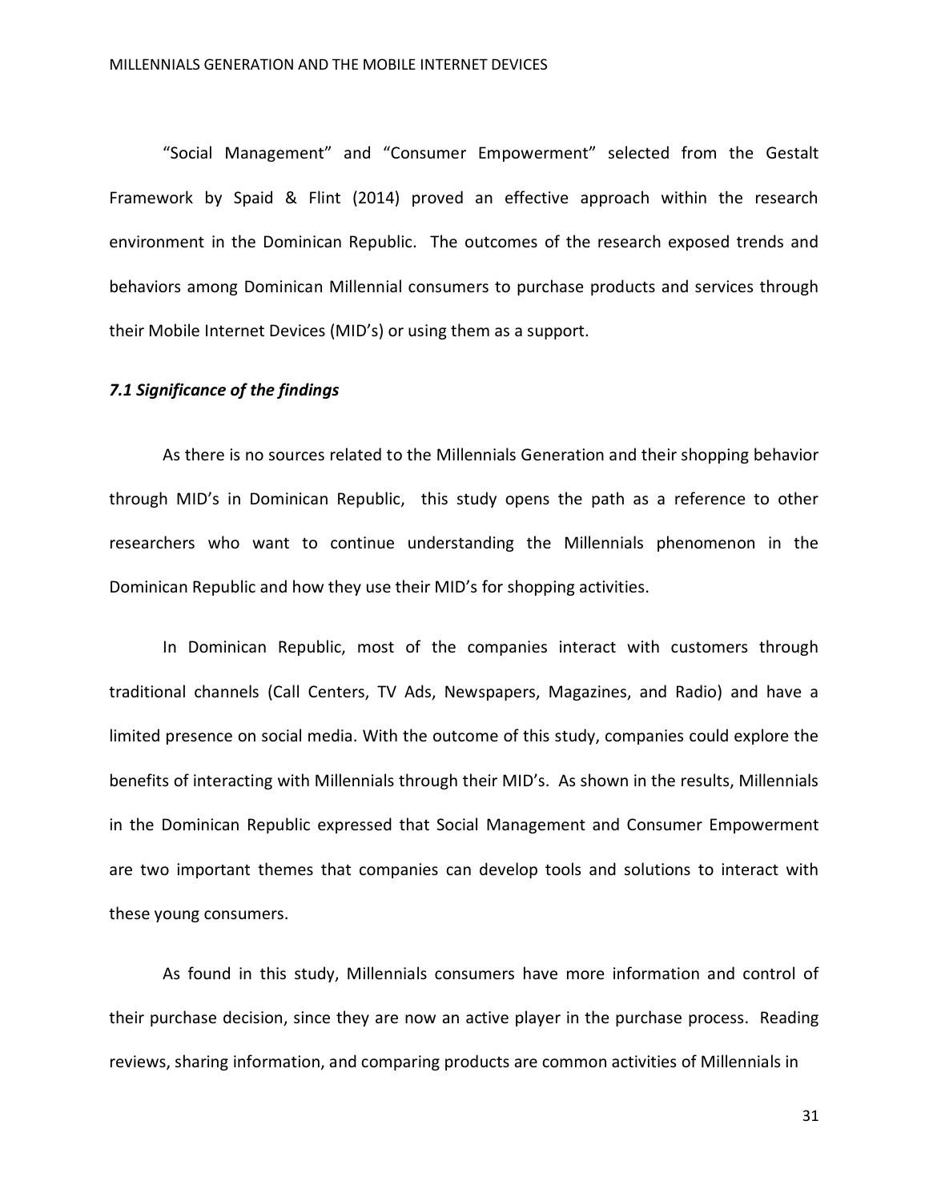"Social Management" and "Consumer Empowerment" selected from the Gestalt Framework by Spaid & Flint (2014) proved an effective approach within the research environment in the Dominican Republic. The outcomes of the research exposed trends and behaviors among Dominican Millennial consumers to purchase products and services through their Mobile Internet Devices (MID's) or using them as a support.

### *7.1 Significance of the findings*

As there is no sources related to the Millennials Generation and their shopping behavior through MID's in Dominican Republic, this study opens the path as a reference to other researchers who want to continue understanding the Millennials phenomenon in the Dominican Republic and how they use their MID's for shopping activities.

In Dominican Republic, most of the companies interact with customers through traditional channels (Call Centers, TV Ads, Newspapers, Magazines, and Radio) and have a limited presence on social media. With the outcome of this study, companies could explore the benefits of interacting with Millennials through their MID's. As shown in the results, Millennials in the Dominican Republic expressed that Social Management and Consumer Empowerment are two important themes that companies can develop tools and solutions to interact with these young consumers.

As found in this study, Millennials consumers have more information and control of their purchase decision, since they are now an active player in the purchase process. Reading reviews, sharing information, and comparing products are common activities of Millennials in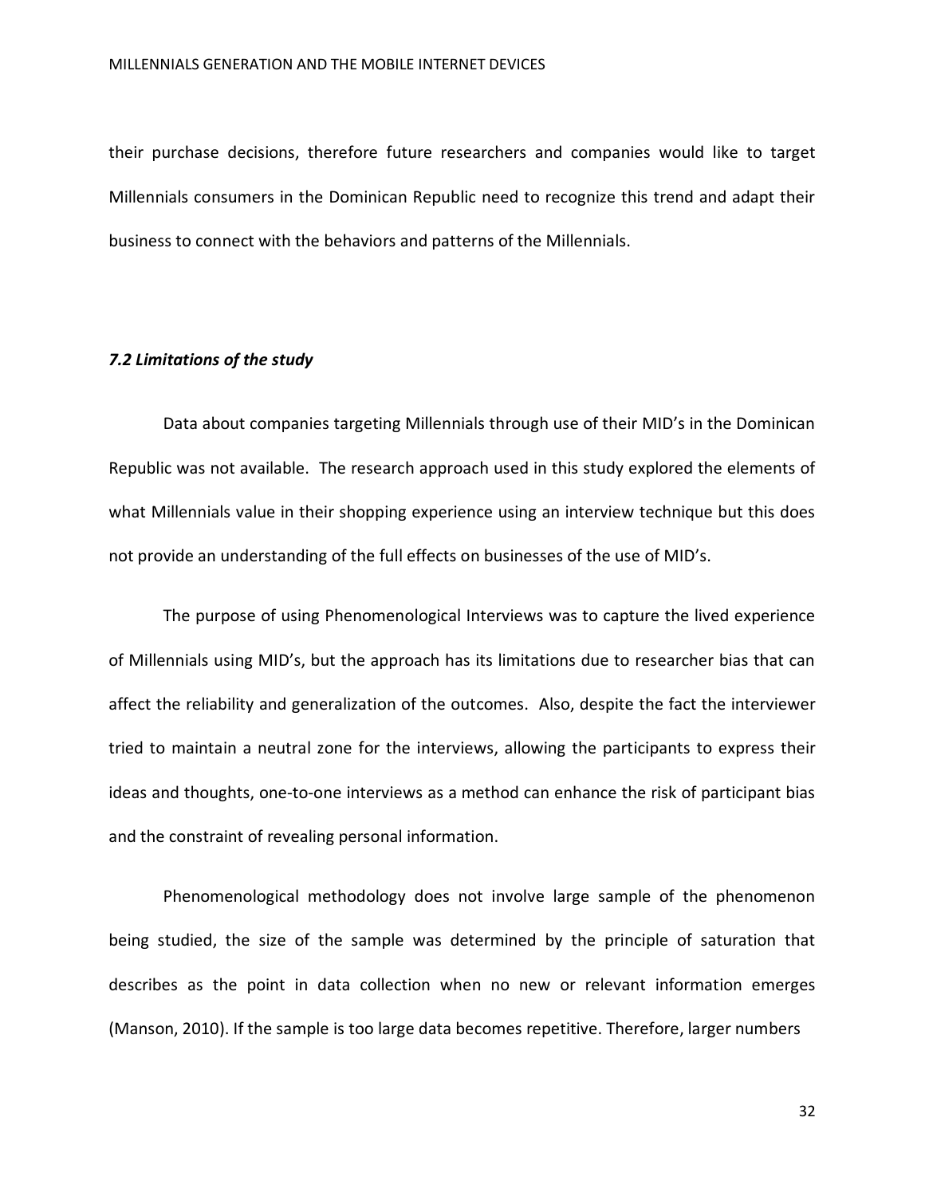their purchase decisions, therefore future researchers and companies would like to target Millennials consumers in the Dominican Republic need to recognize this trend and adapt their business to connect with the behaviors and patterns of the Millennials.

### *7.2 Limitations of the study*

Data about companies targeting Millennials through use of their MID's in the Dominican Republic was not available. The research approach used in this study explored the elements of what Millennials value in their shopping experience using an interview technique but this does not provide an understanding of the full effects on businesses of the use of MID's.

The purpose of using Phenomenological Interviews was to capture the lived experience of Millennials using MID's, but the approach has its limitations due to researcher bias that can affect the reliability and generalization of the outcomes. Also, despite the fact the interviewer tried to maintain a neutral zone for the interviews, allowing the participants to express their ideas and thoughts, one-to-one interviews as a method can enhance the risk of participant bias and the constraint of revealing personal information.

Phenomenological methodology does not involve large sample of the phenomenon being studied, the size of the sample was determined by the principle of saturation that describes as the point in data collection when no new or relevant information emerges (Manson, 2010). If the sample is too large data becomes repetitive. Therefore, larger numbers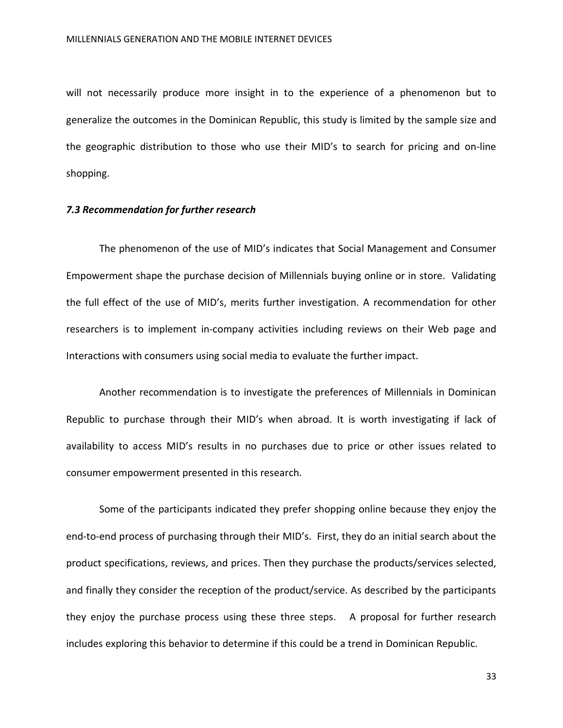will not necessarily produce more insight in to the experience of a phenomenon but to generalize the outcomes in the Dominican Republic, this study is limited by the sample size and the geographic distribution to those who use their MID's to search for pricing and on-line shopping.

### *7.3 Recommendation for further research*

The phenomenon of the use of MID's indicates that Social Management and Consumer Empowerment shape the purchase decision of Millennials buying online or in store. Validating the full effect of the use of MID's, merits further investigation. A recommendation for other researchers is to implement in-company activities including reviews on their Web page and Interactions with consumers using social media to evaluate the further impact.

Another recommendation is to investigate the preferences of Millennials in Dominican Republic to purchase through their MID's when abroad. It is worth investigating if lack of availability to access MID's results in no purchases due to price or other issues related to consumer empowerment presented in this research.

Some of the participants indicated they prefer shopping online because they enjoy the end-to-end process of purchasing through their MID's. First, they do an initial search about the product specifications, reviews, and prices. Then they purchase the products/services selected, and finally they consider the reception of the product/service. As described by the participants they enjoy the purchase process using these three steps. A proposal for further research includes exploring this behavior to determine if this could be a trend in Dominican Republic.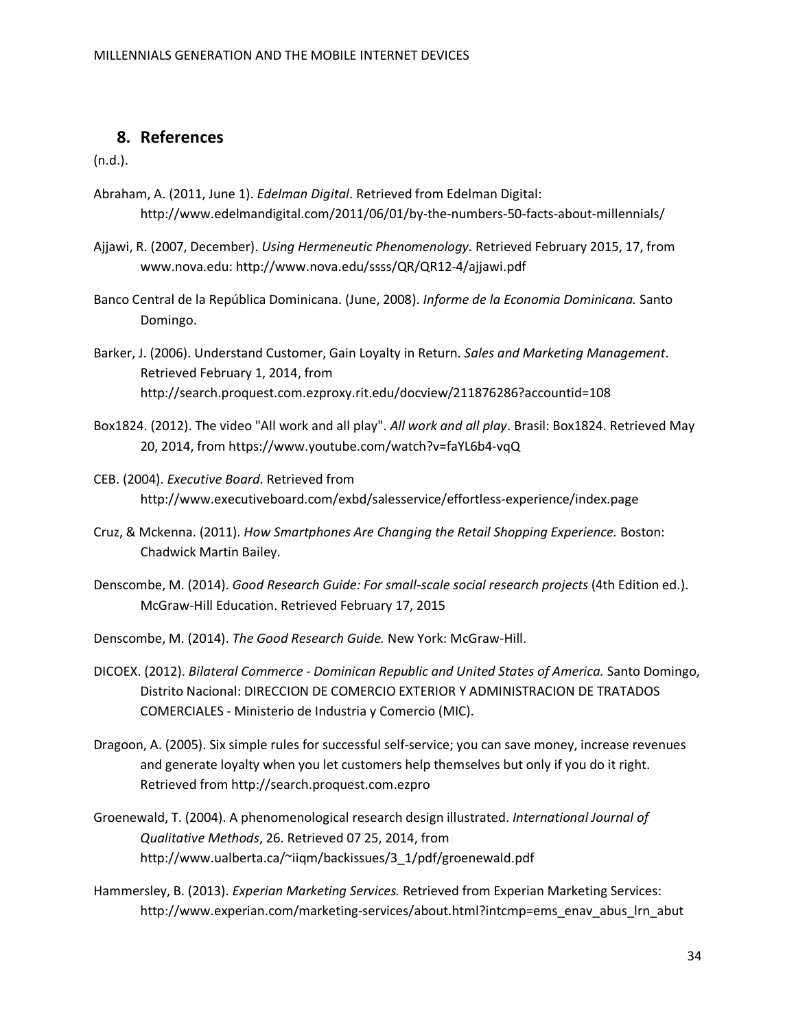## 8. References

(n.d.).

Abraham, A. (2011, June 1). *Edelman Digital*. Retrieved from Edelman Digital: http://www.edelmandigital.com/2011/06/01/by-the-numbers-50-facts-about-millennials/

Ajjawi, R. (2007, December). *Using Hermeneutic Phenomenology.* Retrieved February 2015, 17, from www.nova.edu: http://www.nova.edu/ssss/QR/QR12-4/ajjawi.pdf

Banco Central de la República Dominicana. (June, 2008). *Informe de la Economia Dominicana.* Santo Domingo.

Barker, J. (2006). Understand Customer, Gain Loyalty in Return. *Sales and Marketing Management*. Retrieved February 1, 2014, from http://search.proquest.com.ezproxy.rit.edu/docview/211876286?accountid=108

Box1824. (2012). The video "All work and all play". *All work and all play*. Brasil: Box1824. Retrieved May 20, 2014, from https://www.youtube.com/watch?v=faYL6b4-vqQ

CEB. (2004). *Executive Board*. Retrieved from http://www.executiveboard.com/exbd/salesservice/effortless-experience/index.page

Cruz, & Mckenna. (2011). *How Smartphones Are Changing the Retail Shopping Experience.* Boston: Chadwick Martin Bailey.

Denscombe, M. (2014). *Good Research Guide: For small-scale social research projects* (4th Edition ed.). McGraw-Hill Education. Retrieved February 17, 2015

Denscombe, M. (2014). *The Good Research Guide.* New York: McGraw-Hill.

DICOEX. (2012). *Bilateral Commerce - Dominican Republic and United States of America.* Santo Domingo, Distrito Nacional: DIRECCION DE COMERCIO EXTERIOR Y ADMINISTRACION DE TRATADOS COMERCIALES - Ministerio de Industria y Comercio (MIC).

Dragoon, A. (2005). Six simple rules for successful self-service; you can save money, increase revenues and generate loyalty when you let customers help themselves but only if you do it right. Retrieved from http://search.proquest.com.ezpro

Groenewald, T. (2004). A phenomenological research design illustrated. *International Journal of Qualitative Methods*, 26. Retrieved 07 25, 2014, from http://www.ualberta.ca/~iiqm/backissues/3_1/pdf/groenewald.pdf

Hammersley, B. (2013). *Experian Marketing Services.* Retrieved from Experian Marketing Services: http://www.experian.com/marketing-services/about.html?intcmp=ems_enav_abus_lrn_abut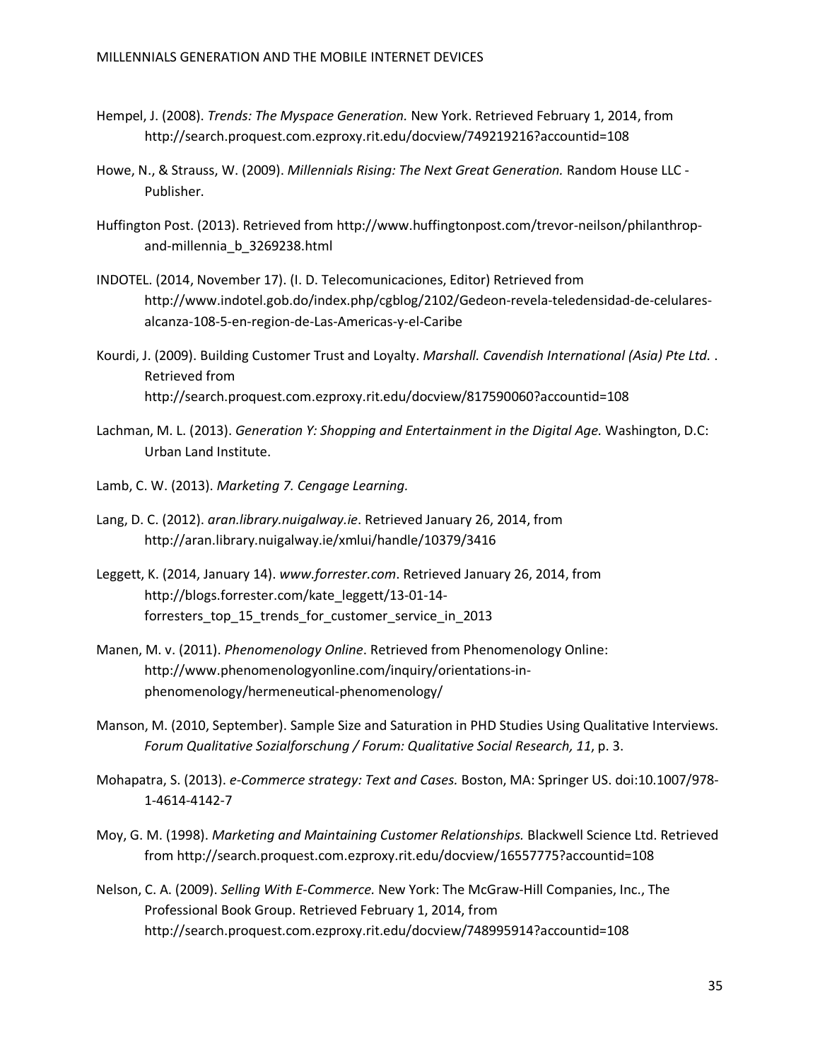Hempel, J. (2008). *Trends: The Myspace Generation.* New York. Retrieved February 1, 2014, from http://search.proquest.com.ezproxy.rit.edu/docview/749219216?accountid=108

Howe, N., & Strauss, W. (2009). *Millennials Rising: The Next Great Generation.* Random House LLC - Publisher.

Huffington Post. (2013). Retrieved from http://www.huffingtonpost.com/trevor-neilson/philanthrop-and-millennia_b_3269238.html

INDOTEL. (2014, November 17). (I. D. Telecomunicaciones, Editor) Retrieved from http://www.indotel.gob.do/index.php/cgblog/2102/Gedeon-revela-teledensidad-de-celulares-alcanza-108-5-en-region-de-Las-Americas-y-el-Caribe

Kourdi, J. (2009). Building Customer Trust and Loyalty. *Marshall. Cavendish International (Asia) Pte Ltd.* . Retrieved from http://search.proquest.com.ezproxy.rit.edu/docview/817590060?accountid=108

Lachman, M. L. (2013). *Generation Y: Shopping and Entertainment in the Digital Age.* Washington, D.C: Urban Land Institute.

Lamb, C. W. (2013). *Marketing 7. Cengage Learning.*

Lang, D. C. (2012). *aran.library.nuigalway.ie*. Retrieved January 26, 2014, from http://aran.library.nuigalway.ie/xmlui/handle/10379/3416

Leggett, K. (2014, January 14). *www.forrester.com*. Retrieved January 26, 2014, from http://blogs.forrester.com/kate_leggett/13-01-14-forresters_top_15_trends_for_customer_service_in_2013

Manen, M. v. (2011). *Phenomenology Online*. Retrieved from Phenomenology Online: http://www.phenomenologyonline.com/inquiry/orientations-in-phenomenology/hermeneutical-phenomenology/

Manson, M. (2010, September). Sample Size and Saturation in PHD Studies Using Qualitative Interviews. *Forum Qualitative Sozialforschung / Forum: Qualitative Social Research, 11*, p. 3.

Mohapatra, S. (2013). *e-Commerce strategy: Text and Cases.* Boston, MA: Springer US. doi:10.1007/978-1-4614-4142-7

Moy, G. M. (1998). *Marketing and Maintaining Customer Relationships.* Blackwell Science Ltd. Retrieved from http://search.proquest.com.ezproxy.rit.edu/docview/16557775?accountid=108

Nelson, C. A. (2009). *Selling With E-Commerce.* New York: The McGraw-Hill Companies, Inc., The Professional Book Group. Retrieved February 1, 2014, from http://search.proquest.com.ezproxy.rit.edu/docview/748995914?accountid=108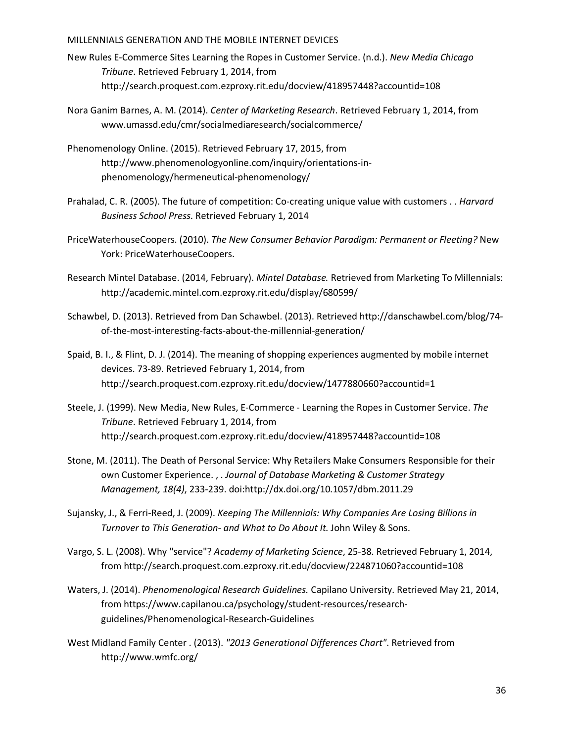New Rules E-Commerce Sites Learning the Ropes in Customer Service. (n.d.). *New Media Chicago Tribune*. Retrieved February 1, 2014, from http://search.proquest.com.ezproxy.rit.edu/docview/418957448?accountid=108

Nora Ganim Barnes, A. M. (2014). *Center of Marketing Research*. Retrieved February 1, 2014, from www.umassd.edu/cmr/socialmediaresearch/socialcommerce/

Phenomenology Online. (2015). Retrieved February 17, 2015, from http://www.phenomenologyonline.com/inquiry/orientations-in-phenomenology/hermeneutical-phenomenology/

Prahalad, C. R. (2005). The future of competition: Co-creating unique value with customers . . *Harvard Business School Press*. Retrieved February 1, 2014

PriceWaterhouseCoopers. (2010). *The New Consumer Behavior Paradigm: Permanent or Fleeting?* New York: PriceWaterhouseCoopers.

Research Mintel Database. (2014, February). *Mintel Database.* Retrieved from Marketing To Millennials: http://academic.mintel.com.ezproxy.rit.edu/display/680599/

Schawbel, D. (2013). Retrieved from Dan Schawbel. (2013). Retrieved http://danschawbel.com/blog/74-of-the-most-interesting-facts-about-the-millennial-generation/

Spaid, B. I., & Flint, D. J. (2014). The meaning of shopping experiences augmented by mobile internet devices. 73-89. Retrieved February 1, 2014, from http://search.proquest.com.ezproxy.rit.edu/docview/1477880660?accountid=1

Steele, J. (1999). New Media, New Rules, E-Commerce - Learning the Ropes in Customer Service. *The Tribune*. Retrieved February 1, 2014, from http://search.proquest.com.ezproxy.rit.edu/docview/418957448?accountid=108

Stone, M. (2011). The Death of Personal Service: Why Retailers Make Consumers Responsible for their own Customer Experience. , . *Journal of Database Marketing & Customer Strategy Management, 18(4)*, 233-239. doi:http://dx.doi.org/10.1057/dbm.2011.29

Sujansky, J., & Ferri-Reed, J. (2009). *Keeping The Millennials: Why Companies Are Losing Billions in Turnover to This Generation- and What to Do About It.* John Wiley & Sons.

Vargo, S. L. (2008). Why "service"? *Academy of Marketing Science*, 25-38. Retrieved February 1, 2014, from http://search.proquest.com.ezproxy.rit.edu/docview/224871060?accountid=108

Waters, J. (2014). *Phenomenological Research Guidelines.* Capilano University. Retrieved May 21, 2014, from https://www.capilanou.ca/psychology/student-resources/research-guidelines/Phenomenological-Research-Guidelines

West Midland Family Center . (2013). *"2013 Generational Differences Chart"*. Retrieved from http://www.wmfc.org/